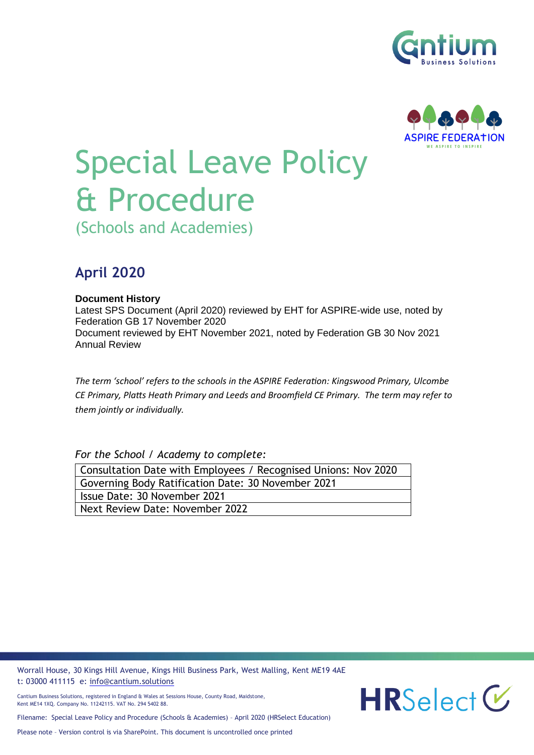# Special Leave Policy & Procedure

(Schools and Academies)

## April 2020

**Document History**

Latest SPS Document (April 2020) reviewed by EHT for ASPIRE-wide use, noted by Federation GB 17 November 2020

Document reviewed by EHT November 2021, noted by Federation GB 30 Nov 2021

Annual Review

*The term 'school' refers to the schools in the ASPIRE Federation: Kingswood Primary, Ulcombe CE Primary, Platts Heath Primary and Leeds and Broomfield CE Primary. The term may refer to them jointly or individually.*

*For the School / Academy to complete:*

| Consultation Date with Employees / Recognised Unions: Nov 2020 |
|---|
| Governing Body Ratification Date: 30 November 2021 |
| Issue Date: 30 November 2021 |
| Next Review Date: November 2022 |

Worrall House, 30 Kings Hill Avenue, Kings Hill Business Park, West Malling, Kent ME19 4AE
t: 03000 411115 e: info@cantium.solutions

Cantium Business Solutions, registered in England & Wales at Sessions House, County Road, Maidstone, Kent ME14 1XQ. Company No. 11242115. VAT No. 294 5402 88.

Filename: Special Leave Policy and Procedure (Schools & Academies) – April 2020 (HRSelect Education)

Please note – Version control is via SharePoint. This document is uncontrolled once printed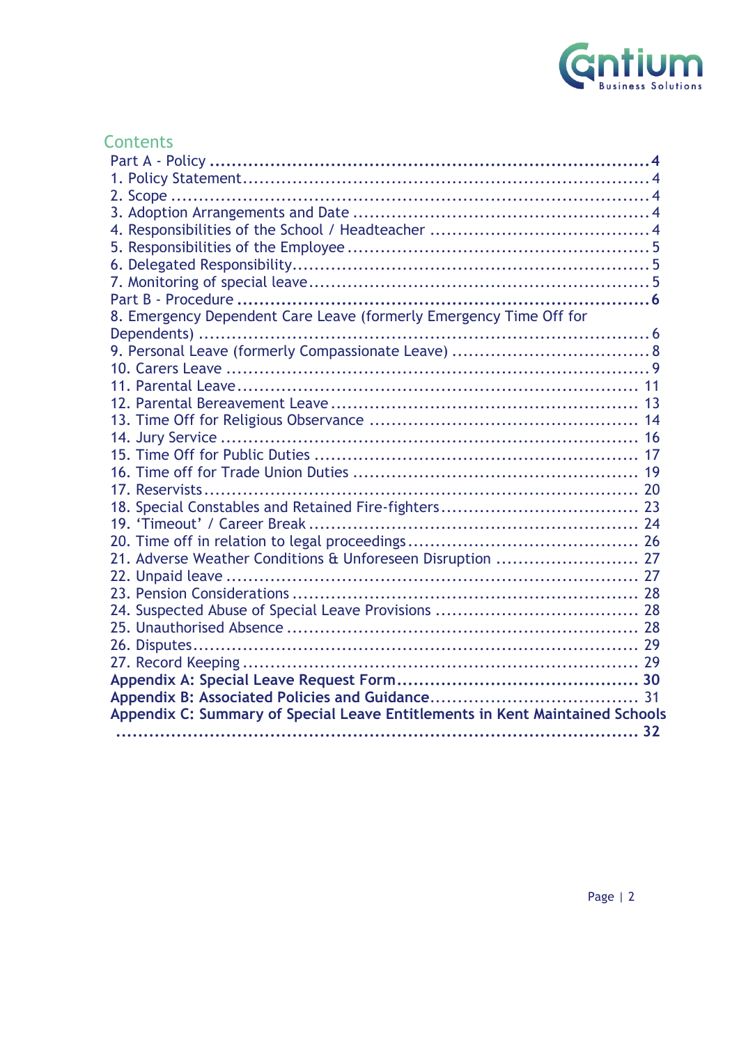## Contents

Part A - Policy ..... 4
1. Policy Statement ..... 4
2. Scope ..... 4
3. Adoption Arrangements and Date ..... 4
4. Responsibilities of the School / Headteacher ..... 4
5. Responsibilities of the Employee ..... 5
6. Delegated Responsibility ..... 5
7. Monitoring of special leave ..... 5
Part B - Procedure ..... 6
8. Emergency Dependent Care Leave (formerly Emergency Time Off for Dependents) ..... 6
9. Personal Leave (formerly Compassionate Leave) ..... 8
10. Carers Leave ..... 9
11. Parental Leave ..... 11
12. Parental Bereavement Leave ..... 13
13. Time Off for Religious Observance ..... 14
14. Jury Service ..... 16
15. Time Off for Public Duties ..... 17
16. Time off for Trade Union Duties ..... 19
17. Reservists ..... 20
18. Special Constables and Retained Fire-fighters ..... 23
19. 'Timeout' / Career Break ..... 24
20. Time off in relation to legal proceedings ..... 26
21. Adverse Weather Conditions & Unforeseen Disruption ..... 27
22. Unpaid leave ..... 27
23. Pension Considerations ..... 28
24. Suspected Abuse of Special Leave Provisions ..... 28
25. Unauthorised Absence ..... 28
26. Disputes ..... 29
27. Record Keeping ..... 29
**Appendix A: Special Leave Request Form ..... 30**
**Appendix B: Associated Policies and Guidance ..... 31**
**Appendix C: Summary of Special Leave Entitlements in Kent Maintained Schools ..... 32**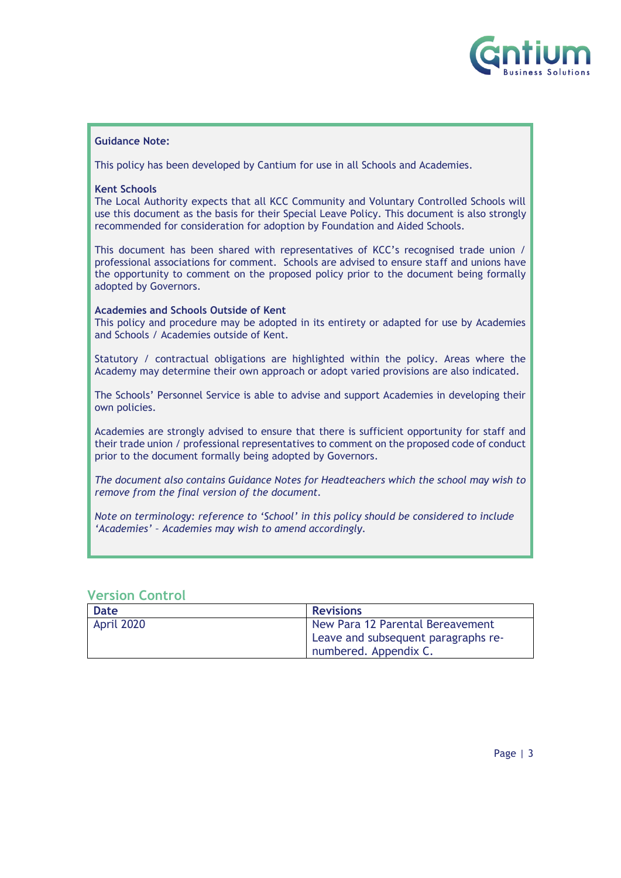**Guidance Note:**

This policy has been developed by Cantium for use in all Schools and Academies.

**Kent Schools**
The Local Authority expects that all KCC Community and Voluntary Controlled Schools will use this document as the basis for their Special Leave Policy. This document is also strongly recommended for consideration for adoption by Foundation and Aided Schools.

This document has been shared with representatives of KCC's recognised trade union / professional associations for comment. Schools are advised to ensure staff and unions have the opportunity to comment on the proposed policy prior to the document being formally adopted by Governors.

**Academies and Schools Outside of Kent**
This policy and procedure may be adopted in its entirety or adapted for use by Academies and Schools / Academies outside of Kent.

Statutory / contractual obligations are highlighted within the policy. Areas where the Academy may determine their own approach or adopt varied provisions are also indicated.

The Schools' Personnel Service is able to advise and support Academies in developing their own policies.

Academies are strongly advised to ensure that there is sufficient opportunity for staff and their trade union / professional representatives to comment on the proposed code of conduct prior to the document formally being adopted by Governors.

*The document also contains Guidance Notes for Headteachers which the school may wish to remove from the final version of the document.*

*Note on terminology: reference to 'School' in this policy should be considered to include 'Academies' – Academies may wish to amend accordingly.*

## Version Control

| Date | Revisions |
|---|---|
| April 2020 | New Para 12 Parental Bereavement Leave and subsequent paragraphs re-numbered. Appendix C. |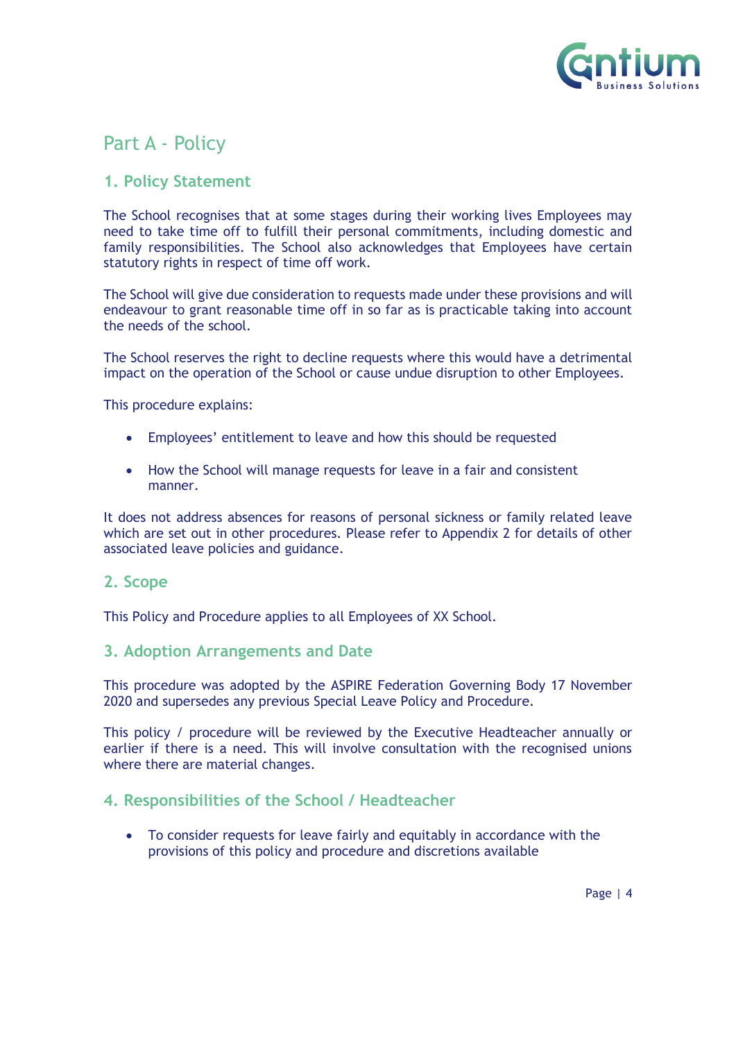# Part A - Policy

## 1. Policy Statement

The School recognises that at some stages during their working lives Employees may need to take time off to fulfill their personal commitments, including domestic and family responsibilities. The School also acknowledges that Employees have certain statutory rights in respect of time off work.

The School will give due consideration to requests made under these provisions and will endeavour to grant reasonable time off in so far as is practicable taking into account the needs of the school.

The School reserves the right to decline requests where this would have a detrimental impact on the operation of the School or cause undue disruption to other Employees.

This procedure explains:

- Employees' entitlement to leave and how this should be requested
- How the School will manage requests for leave in a fair and consistent manner.

It does not address absences for reasons of personal sickness or family related leave which are set out in other procedures. Please refer to Appendix 2 for details of other associated leave policies and guidance.

## 2. Scope

This Policy and Procedure applies to all Employees of XX School.

## 3. Adoption Arrangements and Date

This procedure was adopted by the ASPIRE Federation Governing Body 17 November 2020 and supersedes any previous Special Leave Policy and Procedure.

This policy / procedure will be reviewed by the Executive Headteacher annually or earlier if there is a need. This will involve consultation with the recognised unions where there are material changes.

## 4. Responsibilities of the School / Headteacher

- To consider requests for leave fairly and equitably in accordance with the provisions of this policy and procedure and discretions available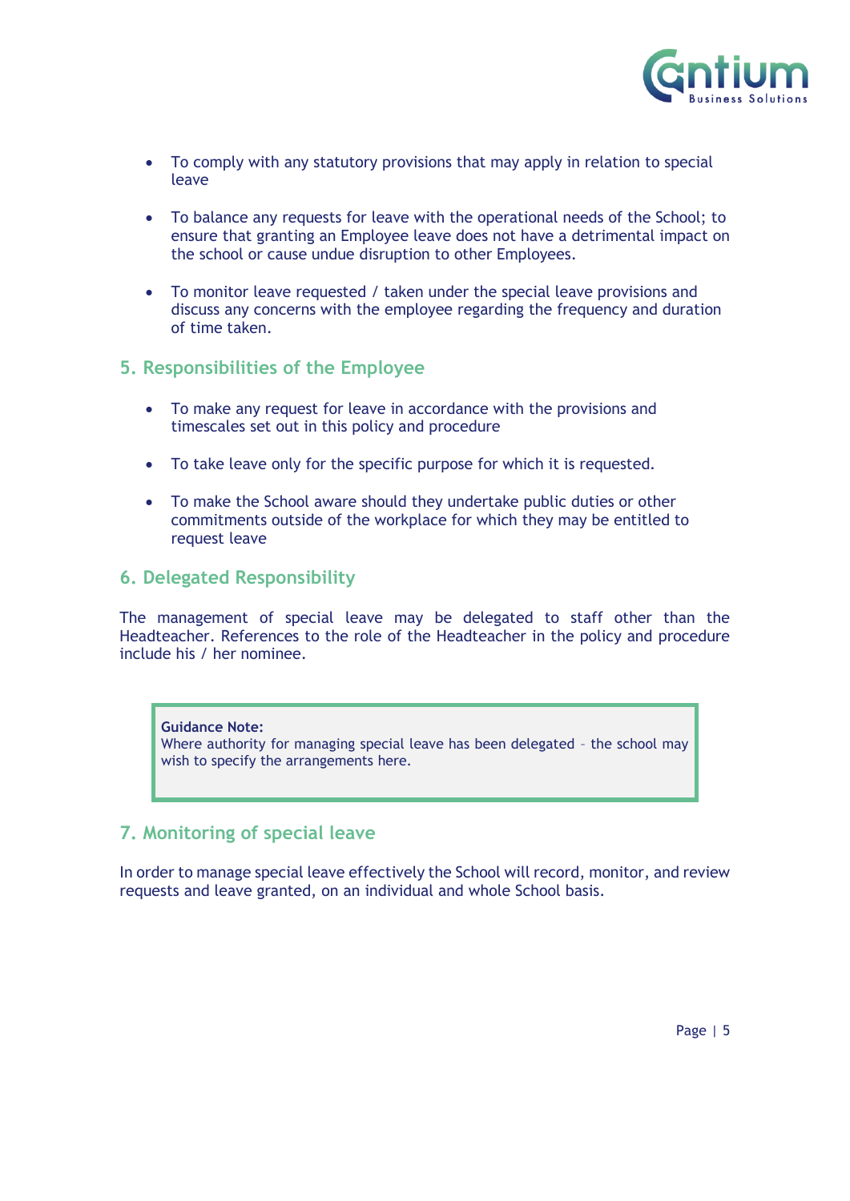- To comply with any statutory provisions that may apply in relation to special leave

- To balance any requests for leave with the operational needs of the School; to ensure that granting an Employee leave does not have a detrimental impact on the school or cause undue disruption to other Employees.

- To monitor leave requested / taken under the special leave provisions and discuss any concerns with the employee regarding the frequency and duration of time taken.

## 5. Responsibilities of the Employee

- To make any request for leave in accordance with the provisions and timescales set out in this policy and procedure

- To take leave only for the specific purpose for which it is requested.

- To make the School aware should they undertake public duties or other commitments outside of the workplace for which they may be entitled to request leave

## 6. Delegated Responsibility

The management of special leave may be delegated to staff other than the Headteacher. References to the role of the Headteacher in the policy and procedure include his / her nominee.

> **Guidance Note:**
> Where authority for managing special leave has been delegated – the school may wish to specify the arrangements here.

## 7. Monitoring of special leave

In order to manage special leave effectively the School will record, monitor, and review requests and leave granted, on an individual and whole School basis.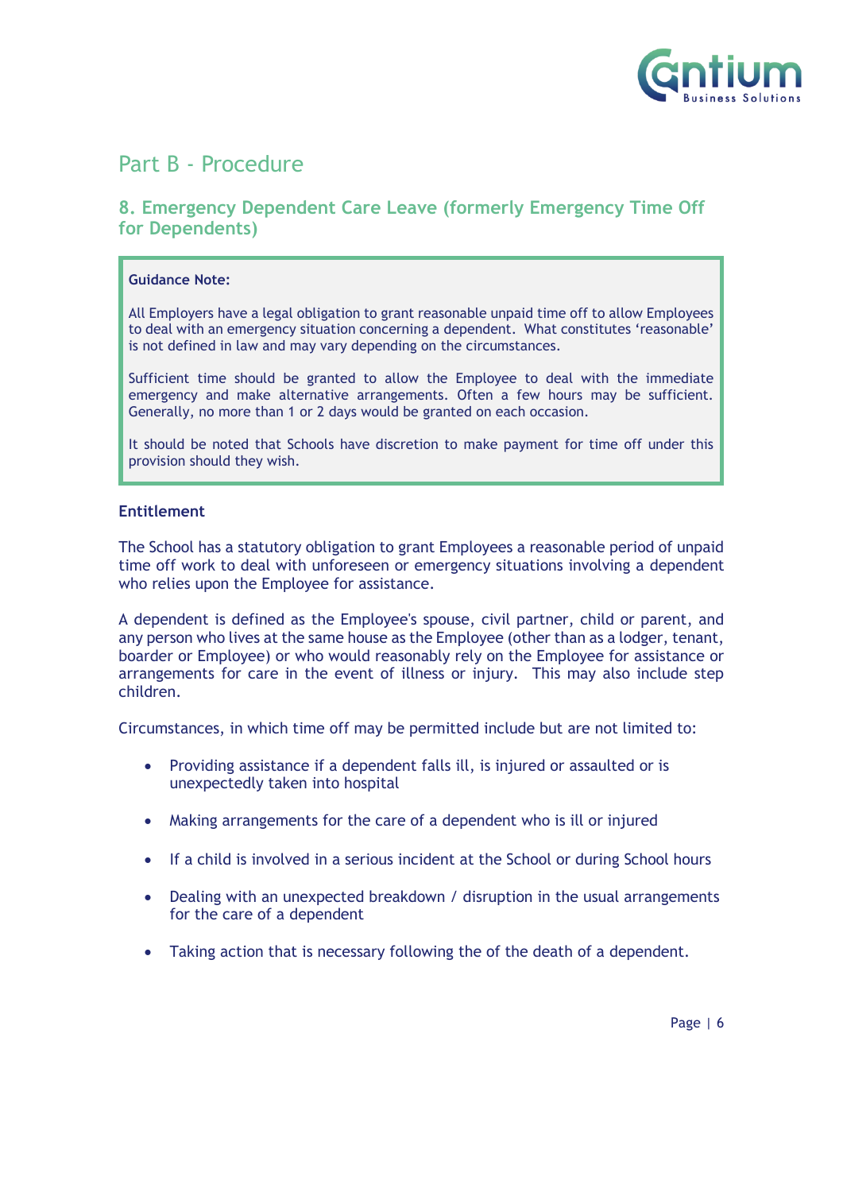# Part B - Procedure

## 8. Emergency Dependent Care Leave (formerly Emergency Time Off for Dependents)

> **Guidance Note:**
>
> All Employers have a legal obligation to grant reasonable unpaid time off to allow Employees to deal with an emergency situation concerning a dependent. What constitutes 'reasonable' is not defined in law and may vary depending on the circumstances.
>
> Sufficient time should be granted to allow the Employee to deal with the immediate emergency and make alternative arrangements. Often a few hours may be sufficient. Generally, no more than 1 or 2 days would be granted on each occasion.
>
> It should be noted that Schools have discretion to make payment for time off under this provision should they wish.

**Entitlement**

The School has a statutory obligation to grant Employees a reasonable period of unpaid time off work to deal with unforeseen or emergency situations involving a dependent who relies upon the Employee for assistance.

A dependent is defined as the Employee's spouse, civil partner, child or parent, and any person who lives at the same house as the Employee (other than as a lodger, tenant, boarder or Employee) or who would reasonably rely on the Employee for assistance or arrangements for care in the event of illness or injury. This may also include step children.

Circumstances, in which time off may be permitted include but are not limited to:

- Providing assistance if a dependent falls ill, is injured or assaulted or is unexpectedly taken into hospital
- Making arrangements for the care of a dependent who is ill or injured
- If a child is involved in a serious incident at the School or during School hours
- Dealing with an unexpected breakdown / disruption in the usual arrangements for the care of a dependent
- Taking action that is necessary following the of the death of a dependent.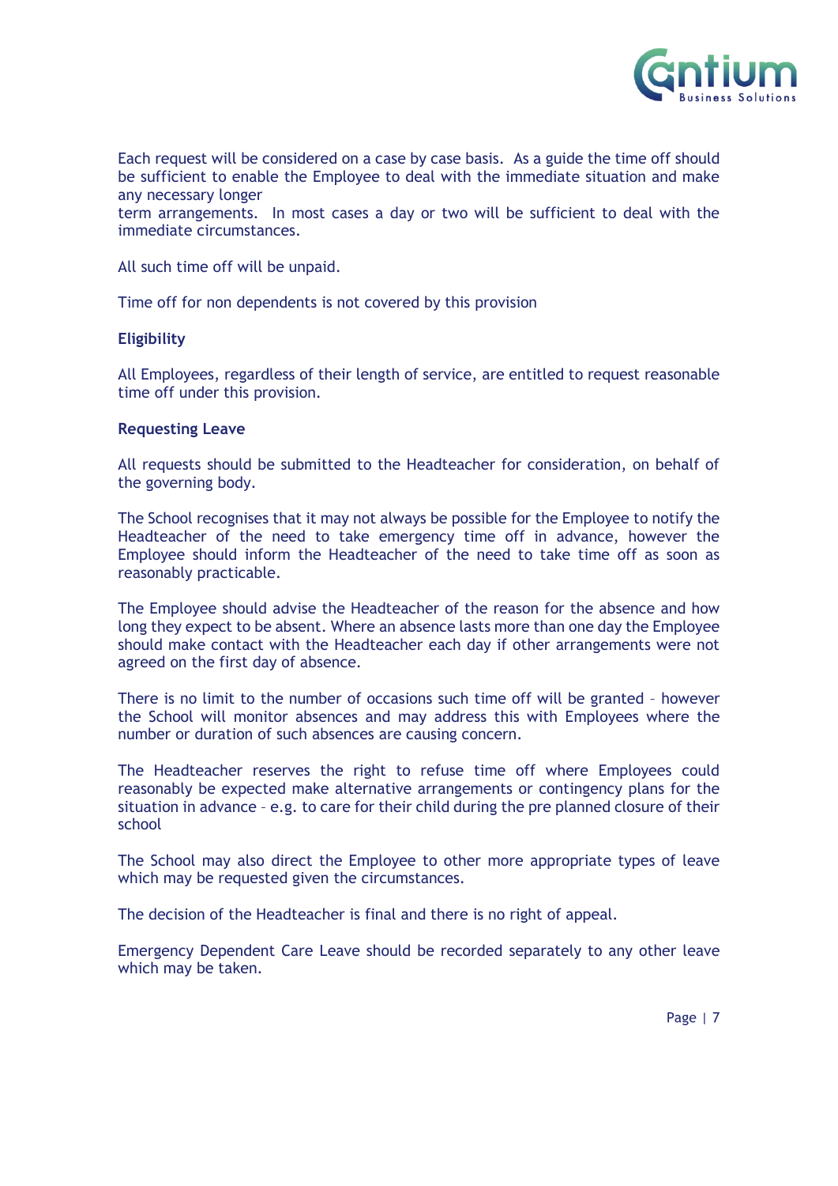Each request will be considered on a case by case basis. As a guide the time off should be sufficient to enable the Employee to deal with the immediate situation and make any necessary longer term arrangements. In most cases a day or two will be sufficient to deal with the immediate circumstances.

All such time off will be unpaid.

Time off for non dependents is not covered by this provision

**Eligibility**

All Employees, regardless of their length of service, are entitled to request reasonable time off under this provision.

**Requesting Leave**

All requests should be submitted to the Headteacher for consideration, on behalf of the governing body.

The School recognises that it may not always be possible for the Employee to notify the Headteacher of the need to take emergency time off in advance, however the Employee should inform the Headteacher of the need to take time off as soon as reasonably practicable.

The Employee should advise the Headteacher of the reason for the absence and how long they expect to be absent. Where an absence lasts more than one day the Employee should make contact with the Headteacher each day if other arrangements were not agreed on the first day of absence.

There is no limit to the number of occasions such time off will be granted – however the School will monitor absences and may address this with Employees where the number or duration of such absences are causing concern.

The Headteacher reserves the right to refuse time off where Employees could reasonably be expected make alternative arrangements or contingency plans for the situation in advance – e.g. to care for their child during the pre planned closure of their school

The School may also direct the Employee to other more appropriate types of leave which may be requested given the circumstances.

The decision of the Headteacher is final and there is no right of appeal.

Emergency Dependent Care Leave should be recorded separately to any other leave which may be taken.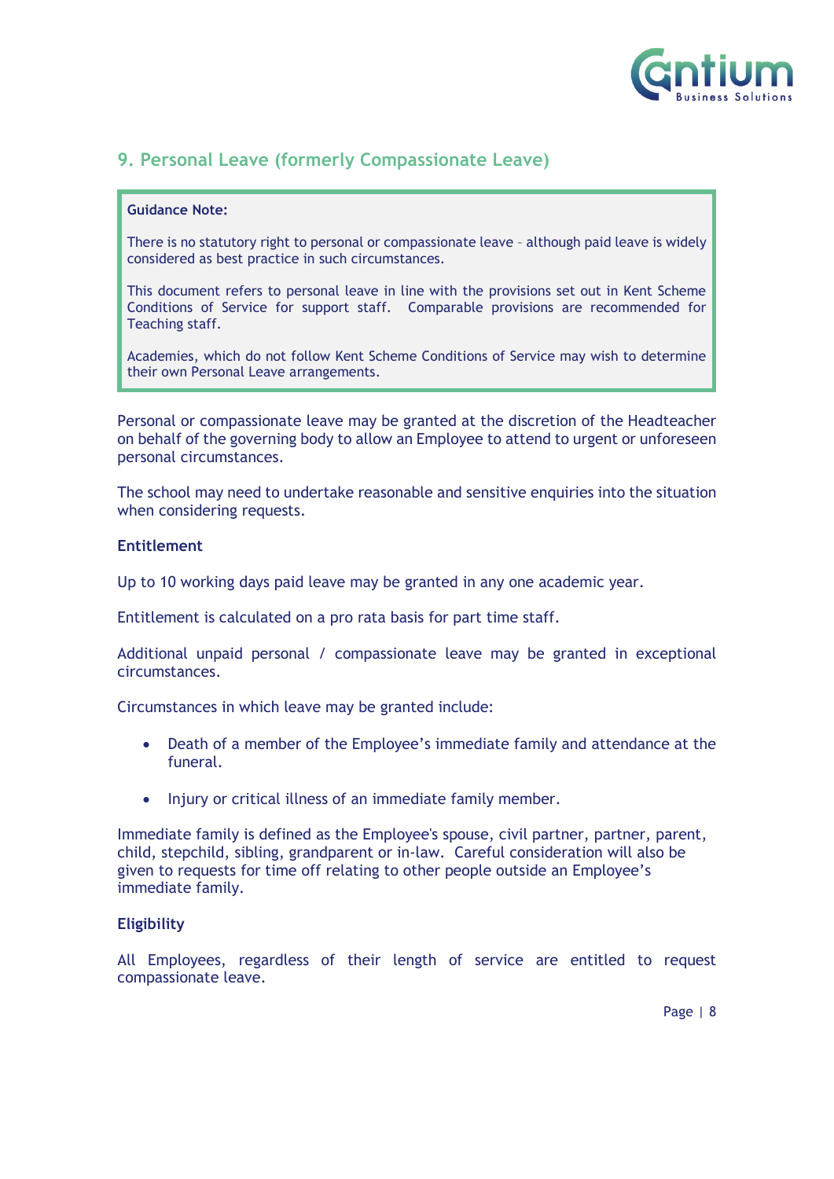## 9. Personal Leave (formerly Compassionate Leave)

> **Guidance Note:**
>
> There is no statutory right to personal or compassionate leave – although paid leave is widely considered as best practice in such circumstances.
>
> This document refers to personal leave in line with the provisions set out in Kent Scheme Conditions of Service for support staff. Comparable provisions are recommended for Teaching staff.
>
> Academies, which do not follow Kent Scheme Conditions of Service may wish to determine their own Personal Leave arrangements.

Personal or compassionate leave may be granted at the discretion of the Headteacher on behalf of the governing body to allow an Employee to attend to urgent or unforeseen personal circumstances.

The school may need to undertake reasonable and sensitive enquiries into the situation when considering requests.

**Entitlement**

Up to 10 working days paid leave may be granted in any one academic year.

Entitlement is calculated on a pro rata basis for part time staff.

Additional unpaid personal / compassionate leave may be granted in exceptional circumstances.

Circumstances in which leave may be granted include:

- Death of a member of the Employee's immediate family and attendance at the funeral.
- Injury or critical illness of an immediate family member.

Immediate family is defined as the Employee's spouse, civil partner, partner, parent, child, stepchild, sibling, grandparent or in-law. Careful consideration will also be given to requests for time off relating to other people outside an Employee's immediate family.

**Eligibility**

All Employees, regardless of their length of service are entitled to request compassionate leave.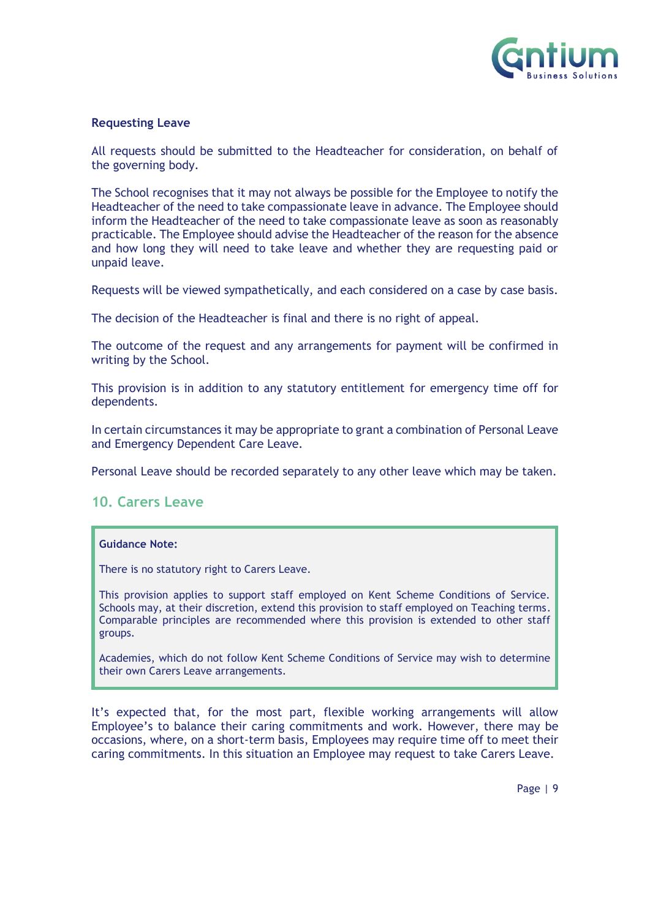**Requesting Leave**

All requests should be submitted to the Headteacher for consideration, on behalf of the governing body.

The School recognises that it may not always be possible for the Employee to notify the Headteacher of the need to take compassionate leave in advance. The Employee should inform the Headteacher of the need to take compassionate leave as soon as reasonably practicable. The Employee should advise the Headteacher of the reason for the absence and how long they will need to take leave and whether they are requesting paid or unpaid leave.

Requests will be viewed sympathetically, and each considered on a case by case basis.

The decision of the Headteacher is final and there is no right of appeal.

The outcome of the request and any arrangements for payment will be confirmed in writing by the School.

This provision is in addition to any statutory entitlement for emergency time off for dependents.

In certain circumstances it may be appropriate to grant a combination of Personal Leave and Emergency Dependent Care Leave.

Personal Leave should be recorded separately to any other leave which may be taken.

## 10. Carers Leave

> **Guidance Note:**
>
> There is no statutory right to Carers Leave.
>
> This provision applies to support staff employed on Kent Scheme Conditions of Service. Schools may, at their discretion, extend this provision to staff employed on Teaching terms. Comparable principles are recommended where this provision is extended to other staff groups.
>
> Academies, which do not follow Kent Scheme Conditions of Service may wish to determine their own Carers Leave arrangements.

It's expected that, for the most part, flexible working arrangements will allow Employee's to balance their caring commitments and work. However, there may be occasions, where, on a short-term basis, Employees may require time off to meet their caring commitments. In this situation an Employee may request to take Carers Leave.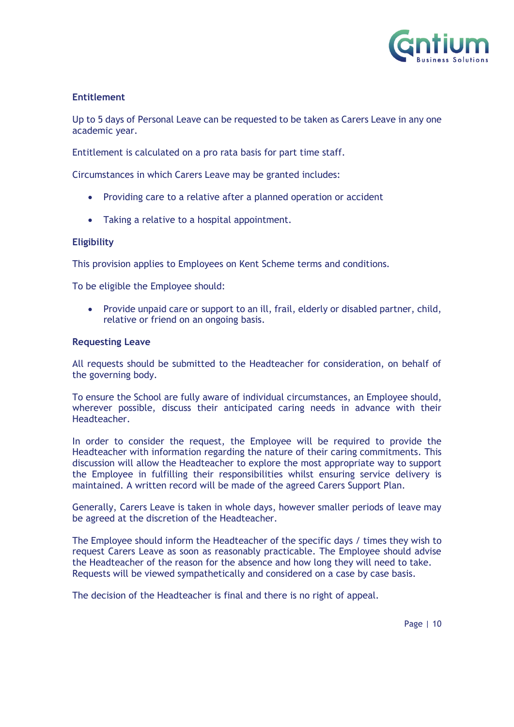### Entitlement

Up to 5 days of Personal Leave can be requested to be taken as Carers Leave in any one academic year.

Entitlement is calculated on a pro rata basis for part time staff.

Circumstances in which Carers Leave may be granted includes:

- Providing care to a relative after a planned operation or accident
- Taking a relative to a hospital appointment.

### Eligibility

This provision applies to Employees on Kent Scheme terms and conditions.

To be eligible the Employee should:

- Provide unpaid care or support to an ill, frail, elderly or disabled partner, child, relative or friend on an ongoing basis.

### Requesting Leave

All requests should be submitted to the Headteacher for consideration, on behalf of the governing body.

To ensure the School are fully aware of individual circumstances, an Employee should, wherever possible, discuss their anticipated caring needs in advance with their Headteacher.

In order to consider the request, the Employee will be required to provide the Headteacher with information regarding the nature of their caring commitments. This discussion will allow the Headteacher to explore the most appropriate way to support the Employee in fulfilling their responsibilities whilst ensuring service delivery is maintained. A written record will be made of the agreed Carers Support Plan.

Generally, Carers Leave is taken in whole days, however smaller periods of leave may be agreed at the discretion of the Headteacher.

The Employee should inform the Headteacher of the specific days / times they wish to request Carers Leave as soon as reasonably practicable. The Employee should advise the Headteacher of the reason for the absence and how long they will need to take. Requests will be viewed sympathetically and considered on a case by case basis.

The decision of the Headteacher is final and there is no right of appeal.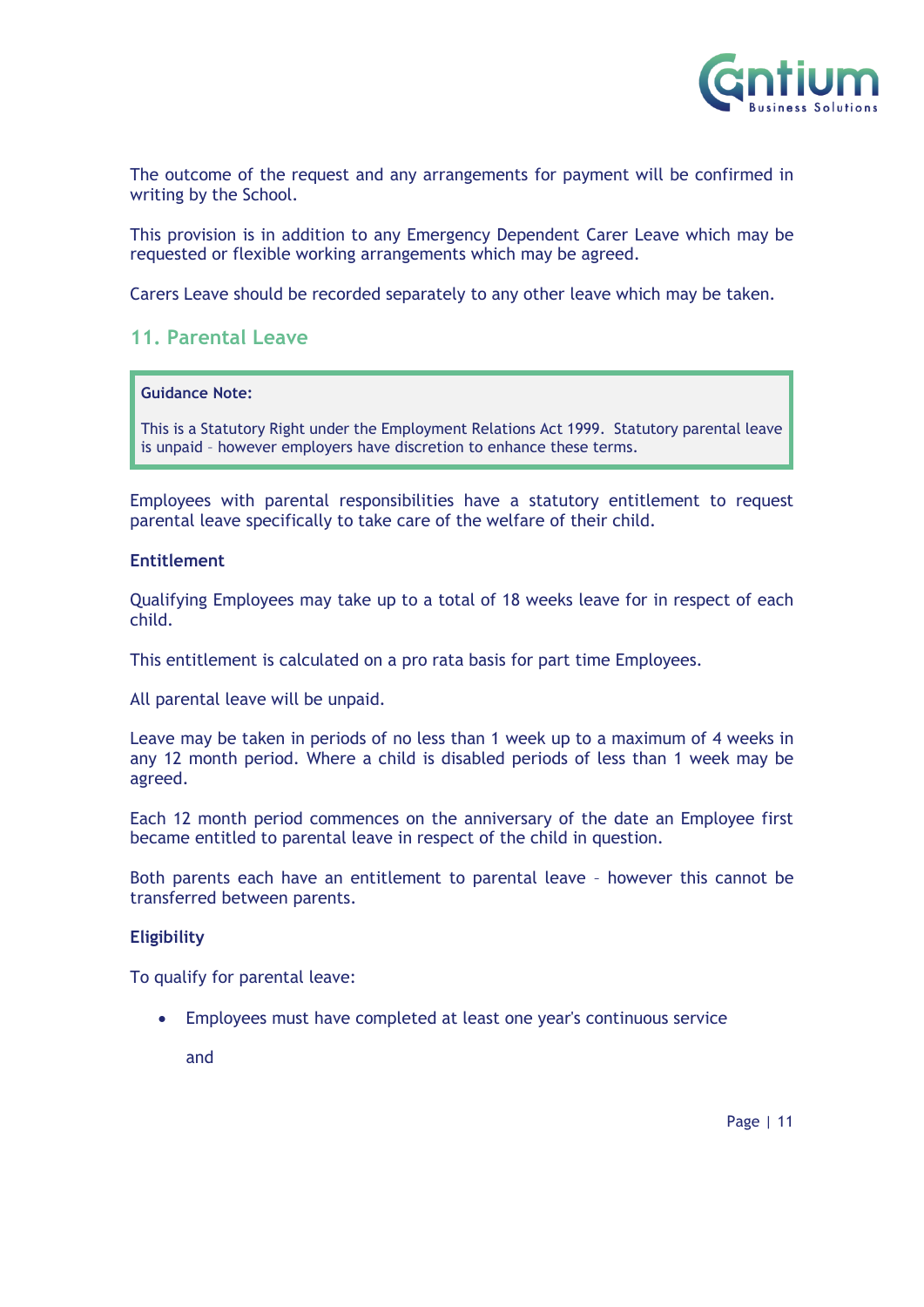The outcome of the request and any arrangements for payment will be confirmed in writing by the School.

This provision is in addition to any Emergency Dependent Carer Leave which may be requested or flexible working arrangements which may be agreed.

Carers Leave should be recorded separately to any other leave which may be taken.

## 11. Parental Leave

> **Guidance Note:**
>
> This is a Statutory Right under the Employment Relations Act 1999. Statutory parental leave is unpaid – however employers have discretion to enhance these terms.

Employees with parental responsibilities have a statutory entitlement to request parental leave specifically to take care of the welfare of their child.

**Entitlement**

Qualifying Employees may take up to a total of 18 weeks leave for in respect of each child.

This entitlement is calculated on a pro rata basis for part time Employees.

All parental leave will be unpaid.

Leave may be taken in periods of no less than 1 week up to a maximum of 4 weeks in any 12 month period. Where a child is disabled periods of less than 1 week may be agreed.

Each 12 month period commences on the anniversary of the date an Employee first became entitled to parental leave in respect of the child in question.

Both parents each have an entitlement to parental leave – however this cannot be transferred between parents.

**Eligibility**

To qualify for parental leave:

- Employees must have completed at least one year's continuous service

  and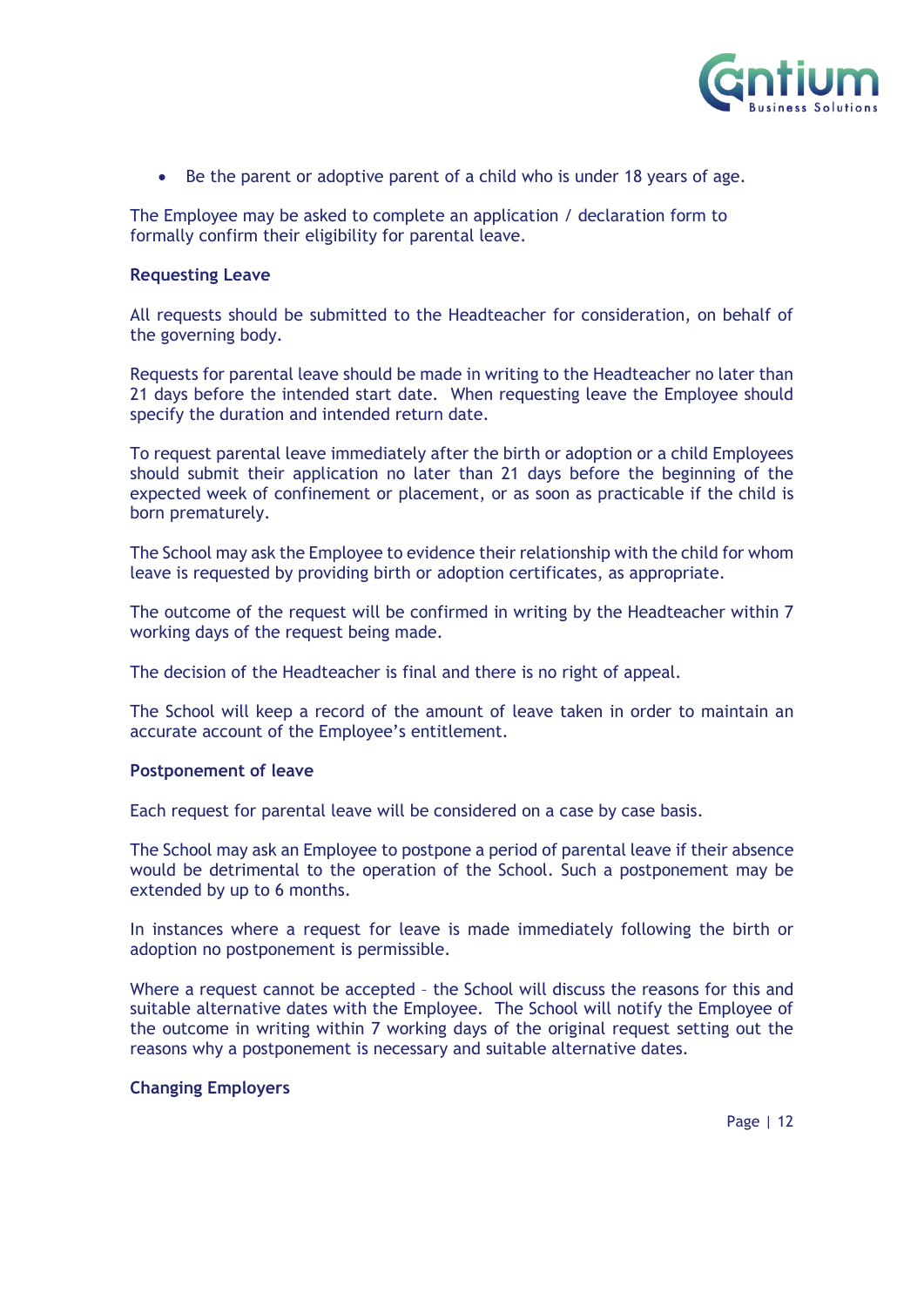- Be the parent or adoptive parent of a child who is under 18 years of age.

The Employee may be asked to complete an application / declaration form to formally confirm their eligibility for parental leave.

**Requesting Leave**

All requests should be submitted to the Headteacher for consideration, on behalf of the governing body.

Requests for parental leave should be made in writing to the Headteacher no later than 21 days before the intended start date. When requesting leave the Employee should specify the duration and intended return date.

To request parental leave immediately after the birth or adoption or a child Employees should submit their application no later than 21 days before the beginning of the expected week of confinement or placement, or as soon as practicable if the child is born prematurely.

The School may ask the Employee to evidence their relationship with the child for whom leave is requested by providing birth or adoption certificates, as appropriate.

The outcome of the request will be confirmed in writing by the Headteacher within 7 working days of the request being made.

The decision of the Headteacher is final and there is no right of appeal.

The School will keep a record of the amount of leave taken in order to maintain an accurate account of the Employee's entitlement.

**Postponement of leave**

Each request for parental leave will be considered on a case by case basis.

The School may ask an Employee to postpone a period of parental leave if their absence would be detrimental to the operation of the School. Such a postponement may be extended by up to 6 months.

In instances where a request for leave is made immediately following the birth or adoption no postponement is permissible.

Where a request cannot be accepted – the School will discuss the reasons for this and suitable alternative dates with the Employee. The School will notify the Employee of the outcome in writing within 7 working days of the original request setting out the reasons why a postponement is necessary and suitable alternative dates.

**Changing Employers**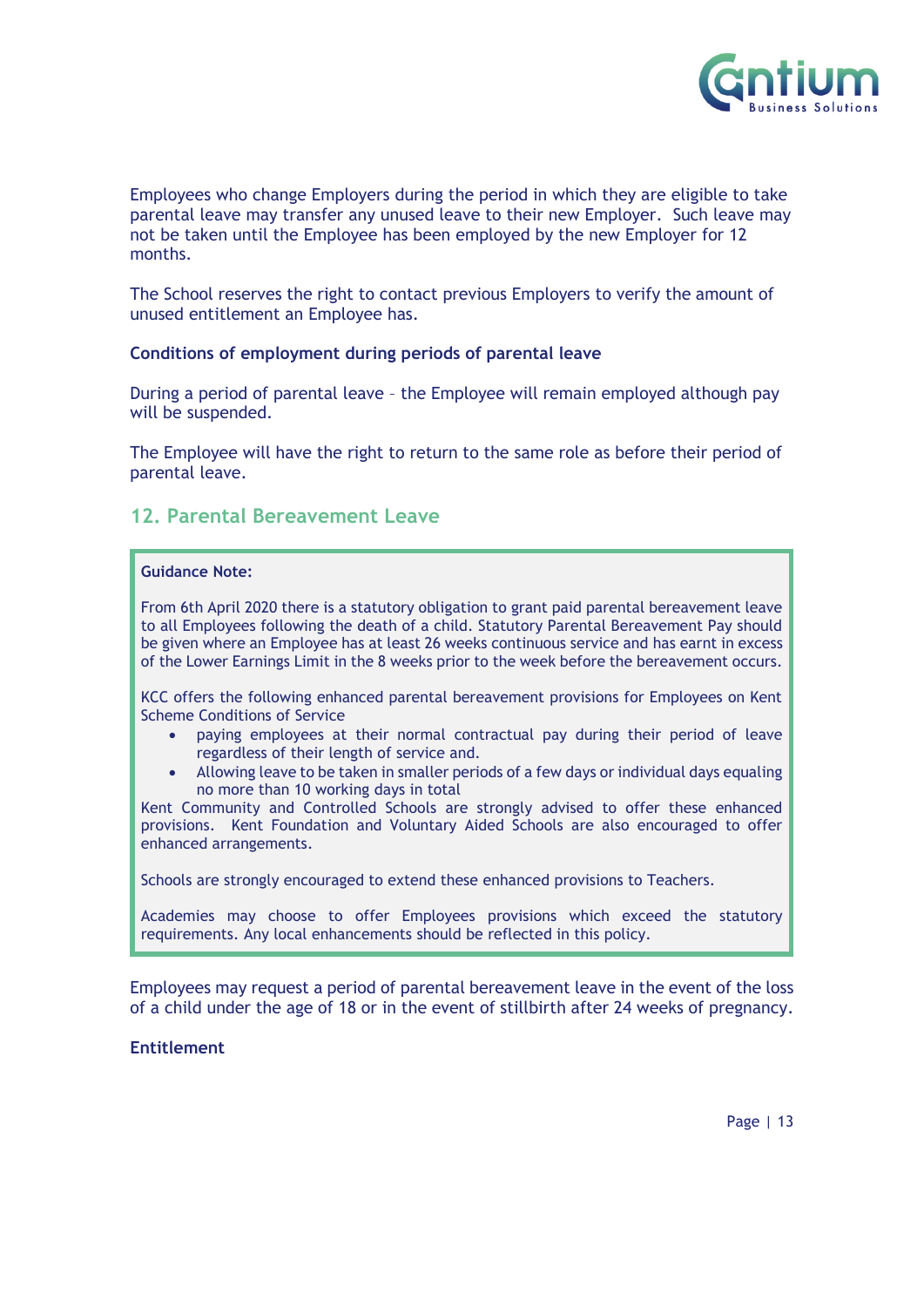Employees who change Employers during the period in which they are eligible to take parental leave may transfer any unused leave to their new Employer. Such leave may not be taken until the Employee has been employed by the new Employer for 12 months.

The School reserves the right to contact previous Employers to verify the amount of unused entitlement an Employee has.

**Conditions of employment during periods of parental leave**

During a period of parental leave – the Employee will remain employed although pay will be suspended.

The Employee will have the right to return to the same role as before their period of parental leave.

## 12. Parental Bereavement Leave

> **Guidance Note:**
>
> From 6th April 2020 there is a statutory obligation to grant paid parental bereavement leave to all Employees following the death of a child. Statutory Parental Bereavement Pay should be given where an Employee has at least 26 weeks continuous service and has earnt in excess of the Lower Earnings Limit in the 8 weeks prior to the week before the bereavement occurs.
>
> KCC offers the following enhanced parental bereavement provisions for Employees on Kent Scheme Conditions of Service
>
> - paying employees at their normal contractual pay during their period of leave regardless of their length of service and.
> - Allowing leave to be taken in smaller periods of a few days or individual days equaling no more than 10 working days in total
>
> Kent Community and Controlled Schools are strongly advised to offer these enhanced provisions. Kent Foundation and Voluntary Aided Schools are also encouraged to offer enhanced arrangements.
>
> Schools are strongly encouraged to extend these enhanced provisions to Teachers.
>
> Academies may choose to offer Employees provisions which exceed the statutory requirements. Any local enhancements should be reflected in this policy.

Employees may request a period of parental bereavement leave in the event of the loss of a child under the age of 18 or in the event of stillbirth after 24 weeks of pregnancy.

**Entitlement**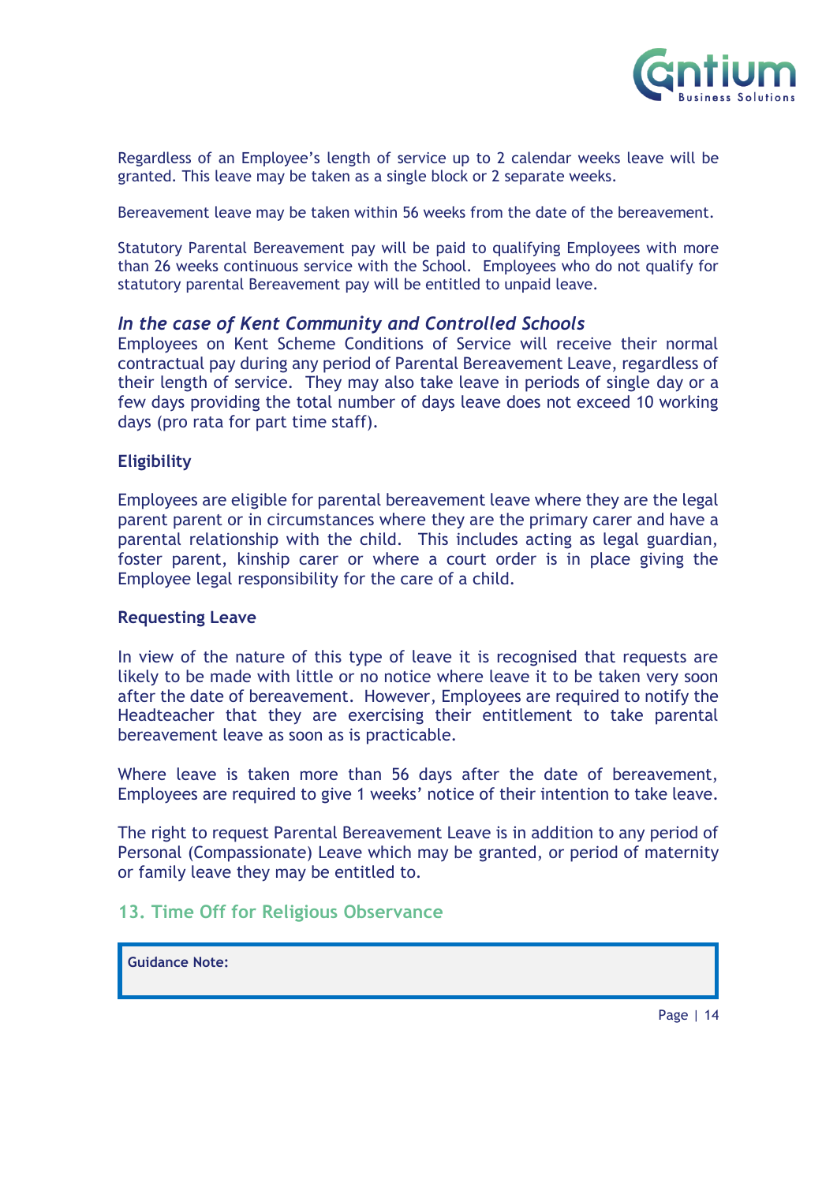Regardless of an Employee's length of service up to 2 calendar weeks leave will be granted. This leave may be taken as a single block or 2 separate weeks.

Bereavement leave may be taken within 56 weeks from the date of the bereavement.

Statutory Parental Bereavement pay will be paid to qualifying Employees with more than 26 weeks continuous service with the School. Employees who do not qualify for statutory parental Bereavement pay will be entitled to unpaid leave.

### *In the case of Kent Community and Controlled Schools*

Employees on Kent Scheme Conditions of Service will receive their normal contractual pay during any period of Parental Bereavement Leave, regardless of their length of service. They may also take leave in periods of single day or a few days providing the total number of days leave does not exceed 10 working days (pro rata for part time staff).

**Eligibility**

Employees are eligible for parental bereavement leave where they are the legal parent parent or in circumstances where they are the primary carer and have a parental relationship with the child. This includes acting as legal guardian, foster parent, kinship carer or where a court order is in place giving the Employee legal responsibility for the care of a child.

**Requesting Leave**

In view of the nature of this type of leave it is recognised that requests are likely to be made with little or no notice where leave it to be taken very soon after the date of bereavement. However, Employees are required to notify the Headteacher that they are exercising their entitlement to take parental bereavement leave as soon as is practicable.

Where leave is taken more than 56 days after the date of bereavement, Employees are required to give 1 weeks' notice of their intention to take leave.

The right to request Parental Bereavement Leave is in addition to any period of Personal (Compassionate) Leave which may be granted, or period of maternity or family leave they may be entitled to.

## 13. Time Off for Religious Observance

**Guidance Note:**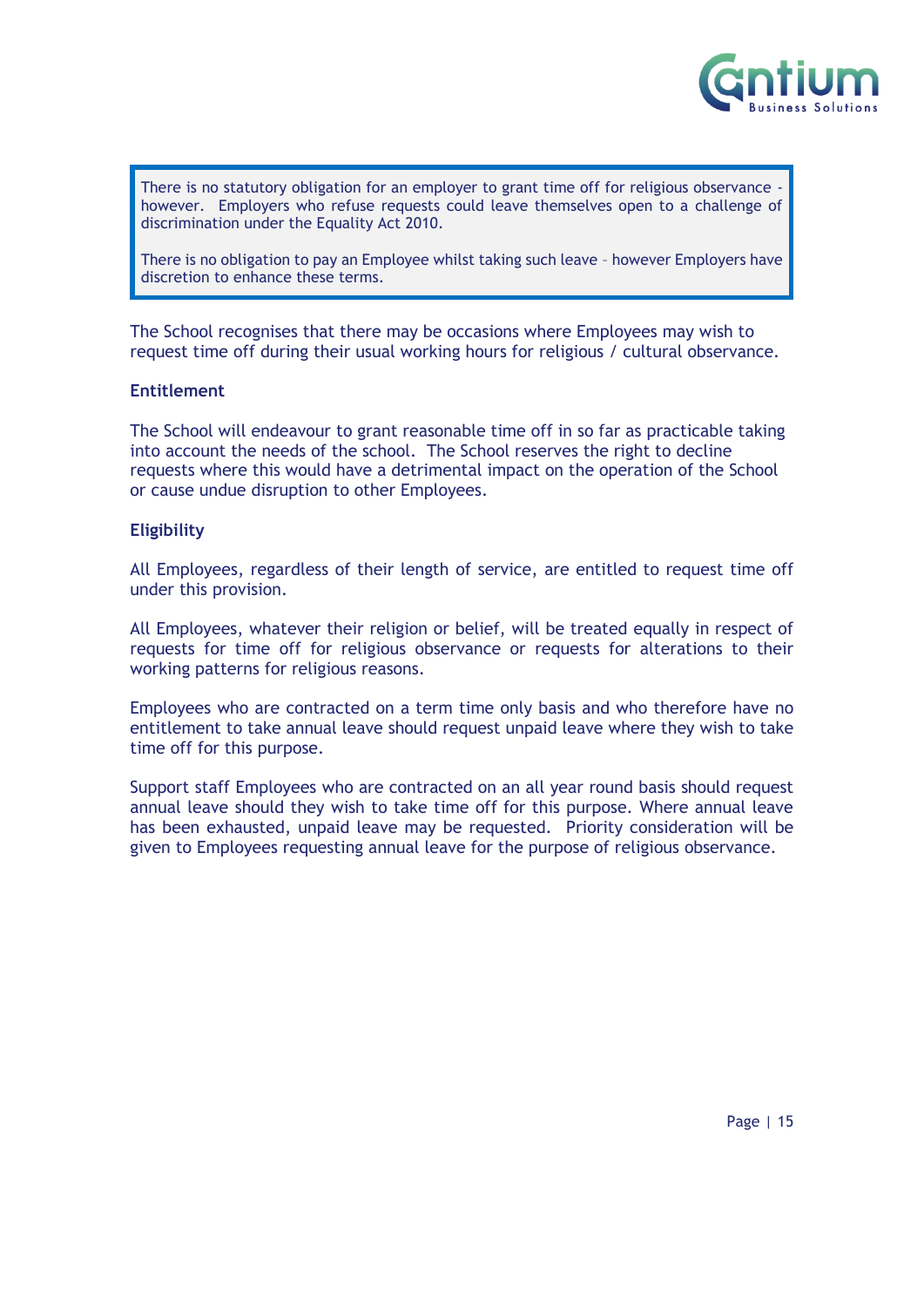> There is no statutory obligation for an employer to grant time off for religious observance - however. Employers who refuse requests could leave themselves open to a challenge of discrimination under the Equality Act 2010.
>
> There is no obligation to pay an Employee whilst taking such leave – however Employers have discretion to enhance these terms.

The School recognises that there may be occasions where Employees may wish to request time off during their usual working hours for religious / cultural observance.

**Entitlement**

The School will endeavour to grant reasonable time off in so far as practicable taking into account the needs of the school. The School reserves the right to decline requests where this would have a detrimental impact on the operation of the School or cause undue disruption to other Employees.

**Eligibility**

All Employees, regardless of their length of service, are entitled to request time off under this provision.

All Employees, whatever their religion or belief, will be treated equally in respect of requests for time off for religious observance or requests for alterations to their working patterns for religious reasons.

Employees who are contracted on a term time only basis and who therefore have no entitlement to take annual leave should request unpaid leave where they wish to take time off for this purpose.

Support staff Employees who are contracted on an all year round basis should request annual leave should they wish to take time off for this purpose. Where annual leave has been exhausted, unpaid leave may be requested. Priority consideration will be given to Employees requesting annual leave for the purpose of religious observance.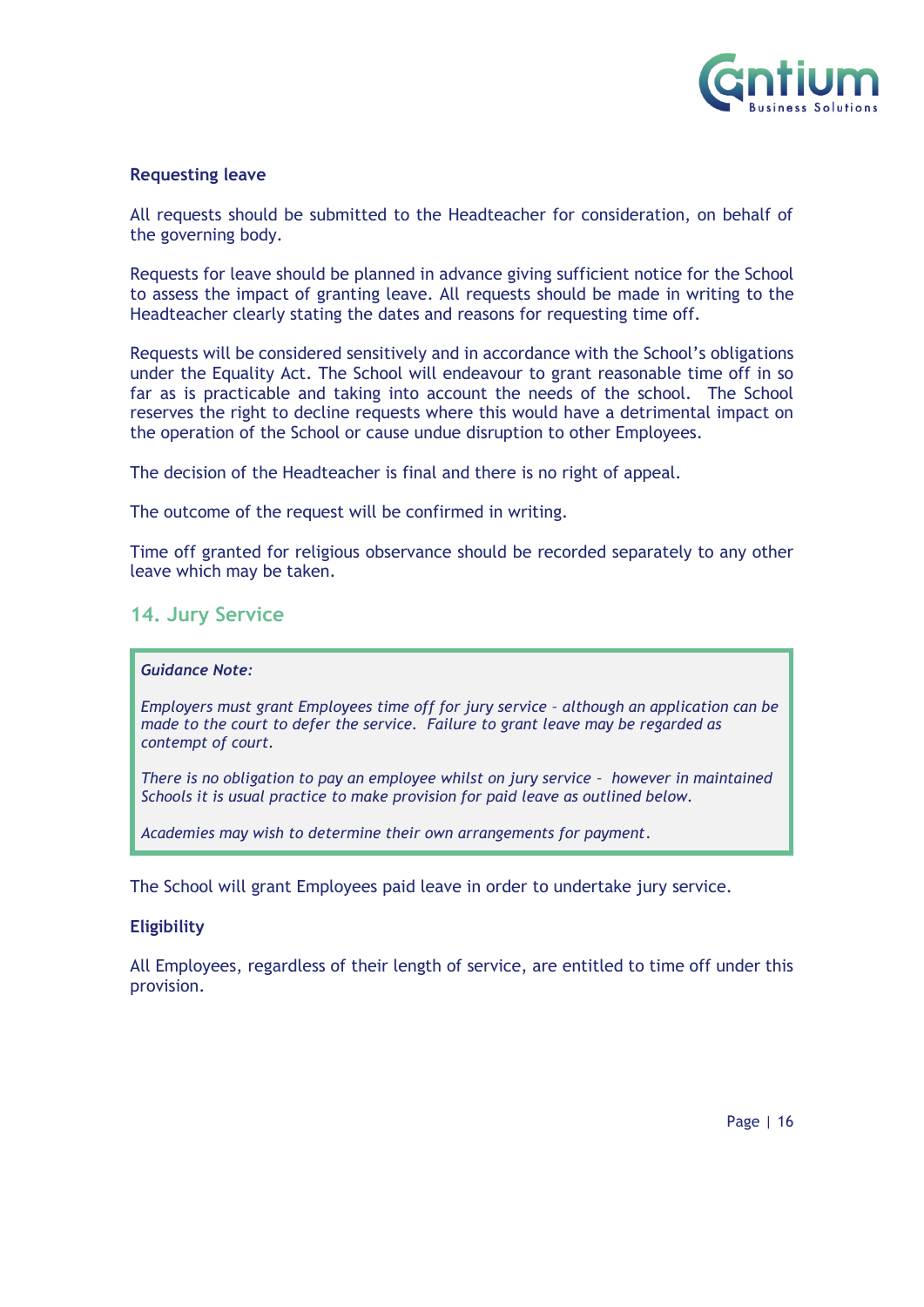**Requesting leave**

All requests should be submitted to the Headteacher for consideration, on behalf of the governing body.

Requests for leave should be planned in advance giving sufficient notice for the School to assess the impact of granting leave. All requests should be made in writing to the Headteacher clearly stating the dates and reasons for requesting time off.

Requests will be considered sensitively and in accordance with the School's obligations under the Equality Act. The School will endeavour to grant reasonable time off in so far as is practicable and taking into account the needs of the school. The School reserves the right to decline requests where this would have a detrimental impact on the operation of the School or cause undue disruption to other Employees.

The decision of the Headteacher is final and there is no right of appeal.

The outcome of the request will be confirmed in writing.

Time off granted for religious observance should be recorded separately to any other leave which may be taken.

## 14. Jury Service

> ***Guidance Note:***
>
> *Employers must grant Employees time off for jury service – although an application can be made to the court to defer the service. Failure to grant leave may be regarded as contempt of court.*
>
> *There is no obligation to pay an employee whilst on jury service – however in maintained Schools it is usual practice to make provision for paid leave as outlined below.*
>
> *Academies may wish to determine their own arrangements for payment.*

The School will grant Employees paid leave in order to undertake jury service.

**Eligibility**

All Employees, regardless of their length of service, are entitled to time off under this provision.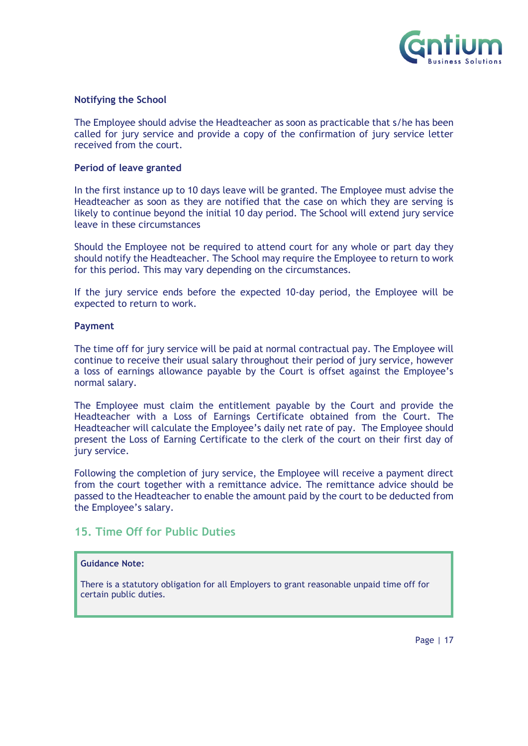**Notifying the School**

The Employee should advise the Headteacher as soon as practicable that s/he has been called for jury service and provide a copy of the confirmation of jury service letter received from the court.

**Period of leave granted**

In the first instance up to 10 days leave will be granted. The Employee must advise the Headteacher as soon as they are notified that the case on which they are serving is likely to continue beyond the initial 10 day period. The School will extend jury service leave in these circumstances

Should the Employee not be required to attend court for any whole or part day they should notify the Headteacher. The School may require the Employee to return to work for this period. This may vary depending on the circumstances.

If the jury service ends before the expected 10-day period, the Employee will be expected to return to work.

**Payment**

The time off for jury service will be paid at normal contractual pay. The Employee will continue to receive their usual salary throughout their period of jury service, however a loss of earnings allowance payable by the Court is offset against the Employee's normal salary.

The Employee must claim the entitlement payable by the Court and provide the Headteacher with a Loss of Earnings Certificate obtained from the Court. The Headteacher will calculate the Employee's daily net rate of pay. The Employee should present the Loss of Earning Certificate to the clerk of the court on their first day of jury service.

Following the completion of jury service, the Employee will receive a payment direct from the court together with a remittance advice. The remittance advice should be passed to the Headteacher to enable the amount paid by the court to be deducted from the Employee's salary.

## 15. Time Off for Public Duties

> **Guidance Note:**
>
> There is a statutory obligation for all Employers to grant reasonable unpaid time off for certain public duties.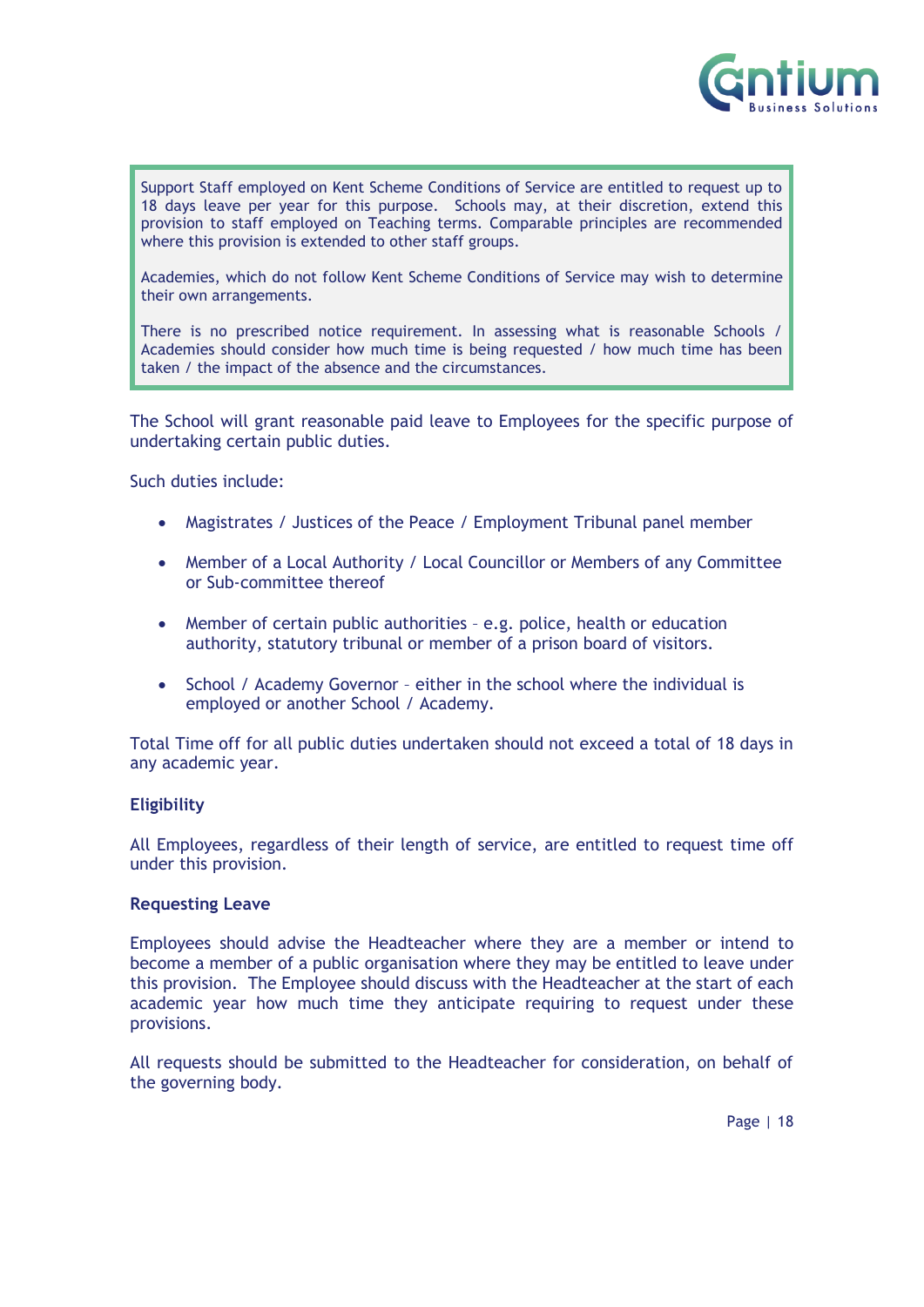> Support Staff employed on Kent Scheme Conditions of Service are entitled to request up to 18 days leave per year for this purpose. Schools may, at their discretion, extend this provision to staff employed on Teaching terms. Comparable principles are recommended where this provision is extended to other staff groups.
>
> Academies, which do not follow Kent Scheme Conditions of Service may wish to determine their own arrangements.
>
> There is no prescribed notice requirement. In assessing what is reasonable Schools / Academies should consider how much time is being requested / how much time has been taken / the impact of the absence and the circumstances.

The School will grant reasonable paid leave to Employees for the specific purpose of undertaking certain public duties.

Such duties include:

- Magistrates / Justices of the Peace / Employment Tribunal panel member
- Member of a Local Authority / Local Councillor or Members of any Committee or Sub-committee thereof
- Member of certain public authorities – e.g. police, health or education authority, statutory tribunal or member of a prison board of visitors.
- School / Academy Governor – either in the school where the individual is employed or another School / Academy.

Total Time off for all public duties undertaken should not exceed a total of 18 days in any academic year.

**Eligibility**

All Employees, regardless of their length of service, are entitled to request time off under this provision.

**Requesting Leave**

Employees should advise the Headteacher where they are a member or intend to become a member of a public organisation where they may be entitled to leave under this provision. The Employee should discuss with the Headteacher at the start of each academic year how much time they anticipate requiring to request under these provisions.

All requests should be submitted to the Headteacher for consideration, on behalf of the governing body.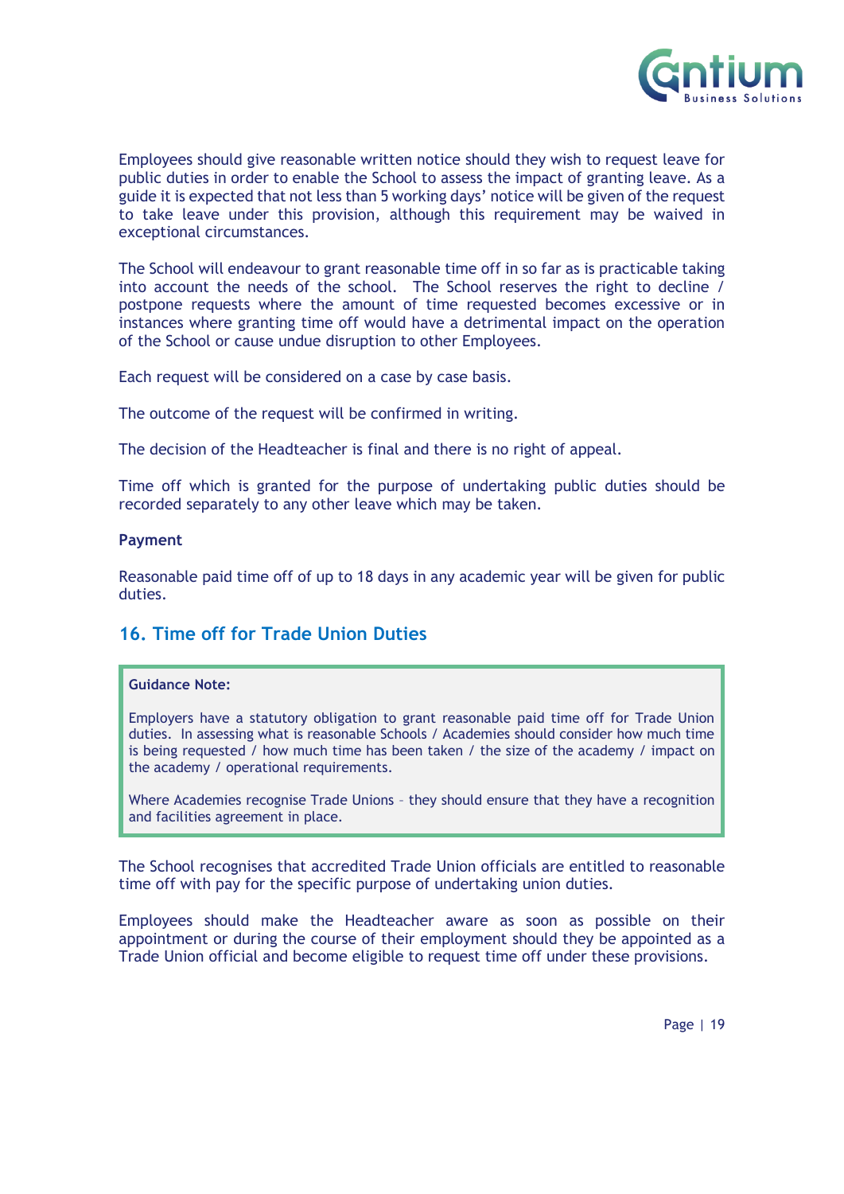Employees should give reasonable written notice should they wish to request leave for public duties in order to enable the School to assess the impact of granting leave. As a guide it is expected that not less than 5 working days' notice will be given of the request to take leave under this provision, although this requirement may be waived in exceptional circumstances.

The School will endeavour to grant reasonable time off in so far as is practicable taking into account the needs of the school. The School reserves the right to decline / postpone requests where the amount of time requested becomes excessive or in instances where granting time off would have a detrimental impact on the operation of the School or cause undue disruption to other Employees.

Each request will be considered on a case by case basis.

The outcome of the request will be confirmed in writing.

The decision of the Headteacher is final and there is no right of appeal.

Time off which is granted for the purpose of undertaking public duties should be recorded separately to any other leave which may be taken.

**Payment**

Reasonable paid time off of up to 18 days in any academic year will be given for public duties.

## 16. Time off for Trade Union Duties

> **Guidance Note:**
>
> Employers have a statutory obligation to grant reasonable paid time off for Trade Union duties. In assessing what is reasonable Schools / Academies should consider how much time is being requested / how much time has been taken / the size of the academy / impact on the academy / operational requirements.
>
> Where Academies recognise Trade Unions – they should ensure that they have a recognition and facilities agreement in place.

The School recognises that accredited Trade Union officials are entitled to reasonable time off with pay for the specific purpose of undertaking union duties.

Employees should make the Headteacher aware as soon as possible on their appointment or during the course of their employment should they be appointed as a Trade Union official and become eligible to request time off under these provisions.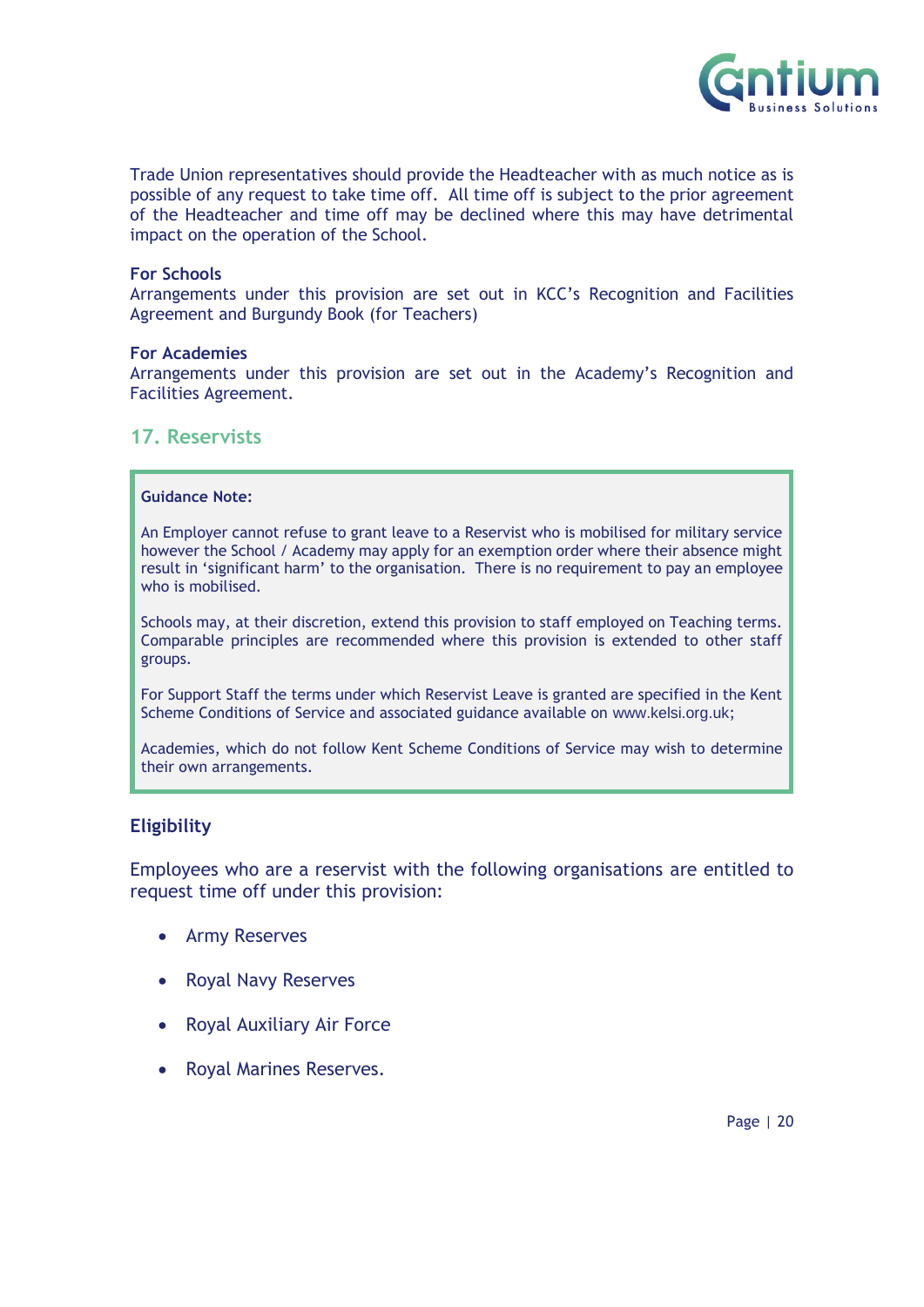Trade Union representatives should provide the Headteacher with as much notice as is possible of any request to take time off. All time off is subject to the prior agreement of the Headteacher and time off may be declined where this may have detrimental impact on the operation of the School.

**For Schools**
Arrangements under this provision are set out in KCC's Recognition and Facilities Agreement and Burgundy Book (for Teachers)

**For Academies**
Arrangements under this provision are set out in the Academy's Recognition and Facilities Agreement.

## 17. Reservists

> **Guidance Note:**
>
> An Employer cannot refuse to grant leave to a Reservist who is mobilised for military service however the School / Academy may apply for an exemption order where their absence might result in 'significant harm' to the organisation. There is no requirement to pay an employee who is mobilised.
>
> Schools may, at their discretion, extend this provision to staff employed on Teaching terms. Comparable principles are recommended where this provision is extended to other staff groups.
>
> For Support Staff the terms under which Reservist Leave is granted are specified in the Kent Scheme Conditions of Service and associated guidance available on www.kelsi.org.uk;
>
> Academies, which do not follow Kent Scheme Conditions of Service may wish to determine their own arrangements.

### Eligibility

Employees who are a reservist with the following organisations are entitled to request time off under this provision:

- Army Reserves
- Royal Navy Reserves
- Royal Auxiliary Air Force
- Royal Marines Reserves.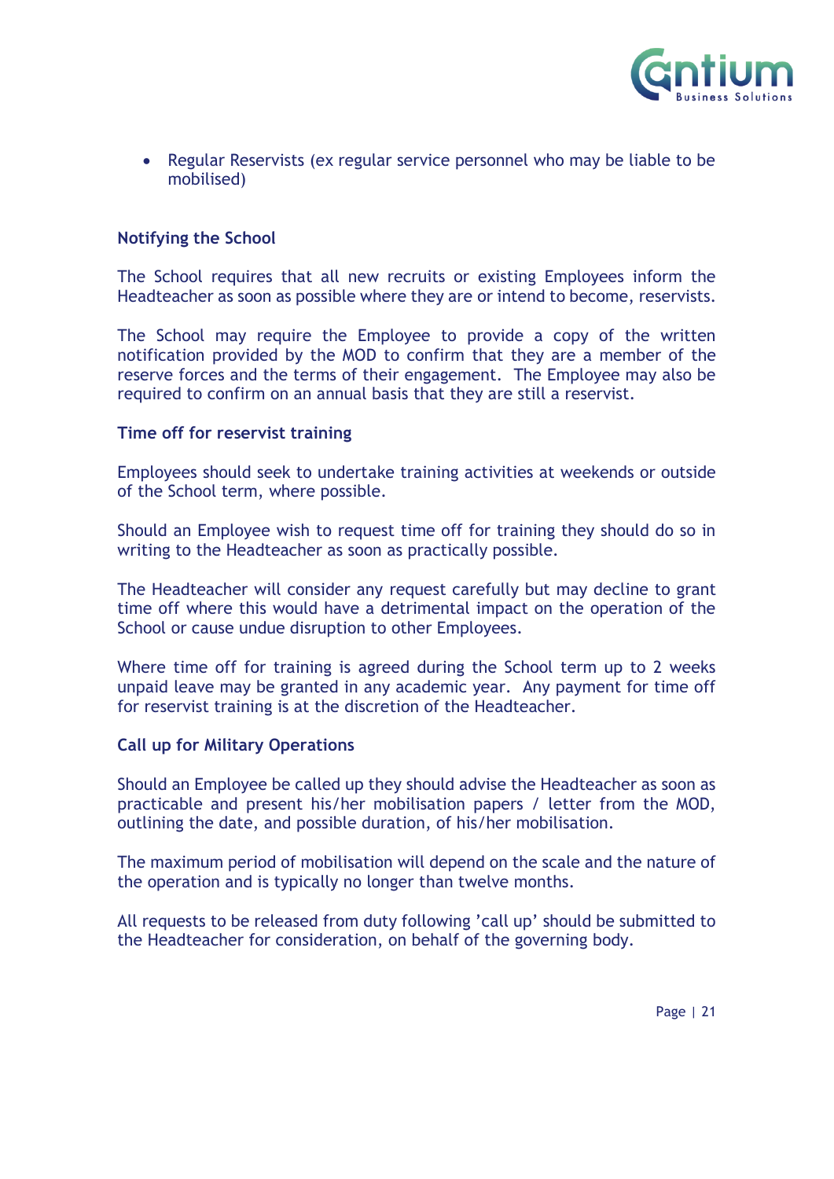- Regular Reservists (ex regular service personnel who may be liable to be mobilised)

### Notifying the School

The School requires that all new recruits or existing Employees inform the Headteacher as soon as possible where they are or intend to become, reservists.

The School may require the Employee to provide a copy of the written notification provided by the MOD to confirm that they are a member of the reserve forces and the terms of their engagement. The Employee may also be required to confirm on an annual basis that they are still a reservist.

### Time off for reservist training

Employees should seek to undertake training activities at weekends or outside of the School term, where possible.

Should an Employee wish to request time off for training they should do so in writing to the Headteacher as soon as practically possible.

The Headteacher will consider any request carefully but may decline to grant time off where this would have a detrimental impact on the operation of the School or cause undue disruption to other Employees.

Where time off for training is agreed during the School term up to 2 weeks unpaid leave may be granted in any academic year. Any payment for time off for reservist training is at the discretion of the Headteacher.

### Call up for Military Operations

Should an Employee be called up they should advise the Headteacher as soon as practicable and present his/her mobilisation papers / letter from the MOD, outlining the date, and possible duration, of his/her mobilisation.

The maximum period of mobilisation will depend on the scale and the nature of the operation and is typically no longer than twelve months.

All requests to be released from duty following 'call up' should be submitted to the Headteacher for consideration, on behalf of the governing body.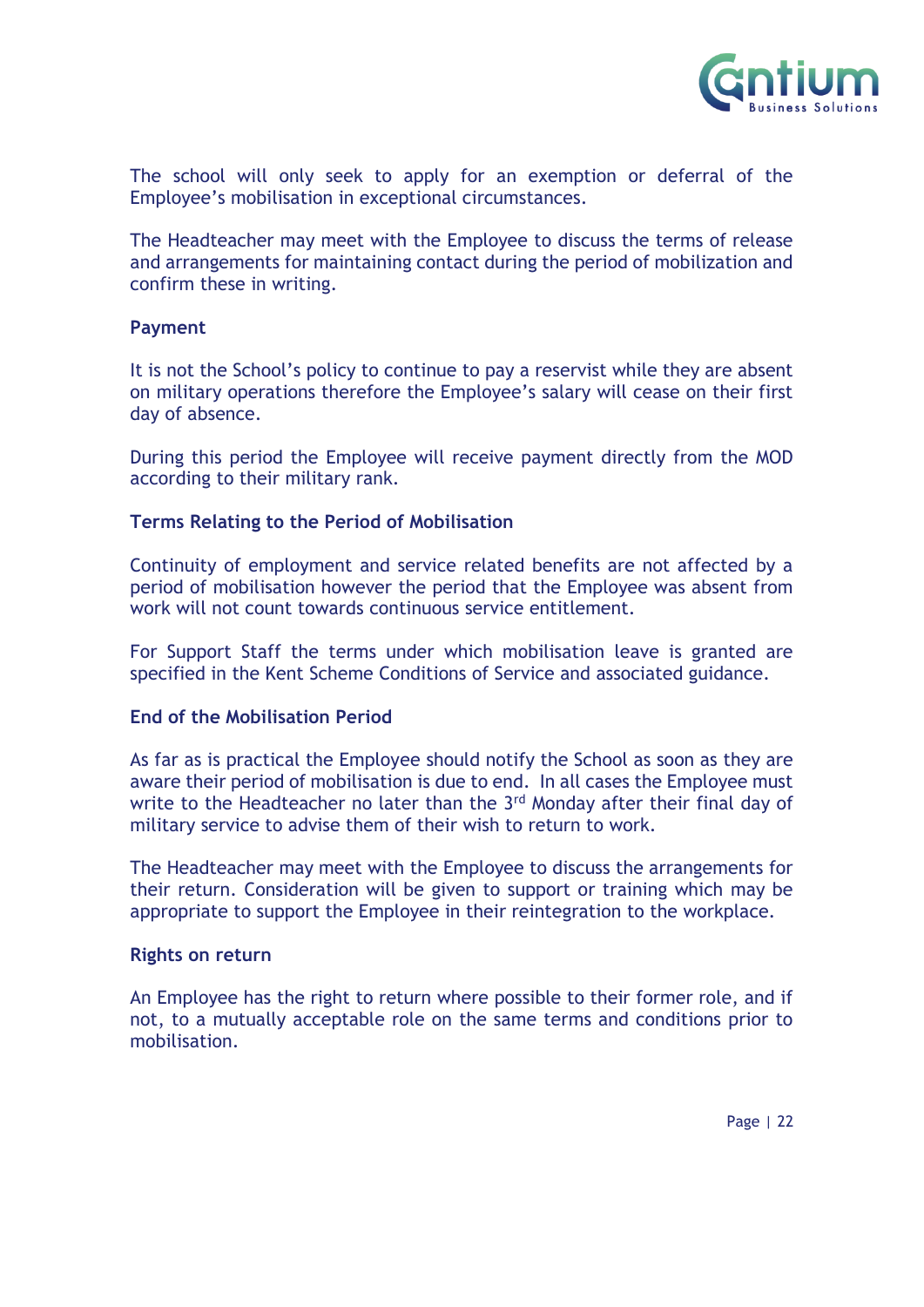The school will only seek to apply for an exemption or deferral of the Employee's mobilisation in exceptional circumstances.

The Headteacher may meet with the Employee to discuss the terms of release and arrangements for maintaining contact during the period of mobilization and confirm these in writing.

**Payment**

It is not the School's policy to continue to pay a reservist while they are absent on military operations therefore the Employee's salary will cease on their first day of absence.

During this period the Employee will receive payment directly from the MOD according to their military rank.

**Terms Relating to the Period of Mobilisation**

Continuity of employment and service related benefits are not affected by a period of mobilisation however the period that the Employee was absent from work will not count towards continuous service entitlement.

For Support Staff the terms under which mobilisation leave is granted are specified in the Kent Scheme Conditions of Service and associated guidance.

**End of the Mobilisation Period**

As far as is practical the Employee should notify the School as soon as they are aware their period of mobilisation is due to end. In all cases the Employee must write to the Headteacher no later than the 3rd Monday after their final day of military service to advise them of their wish to return to work.

The Headteacher may meet with the Employee to discuss the arrangements for their return. Consideration will be given to support or training which may be appropriate to support the Employee in their reintegration to the workplace.

**Rights on return**

An Employee has the right to return where possible to their former role, and if not, to a mutually acceptable role on the same terms and conditions prior to mobilisation.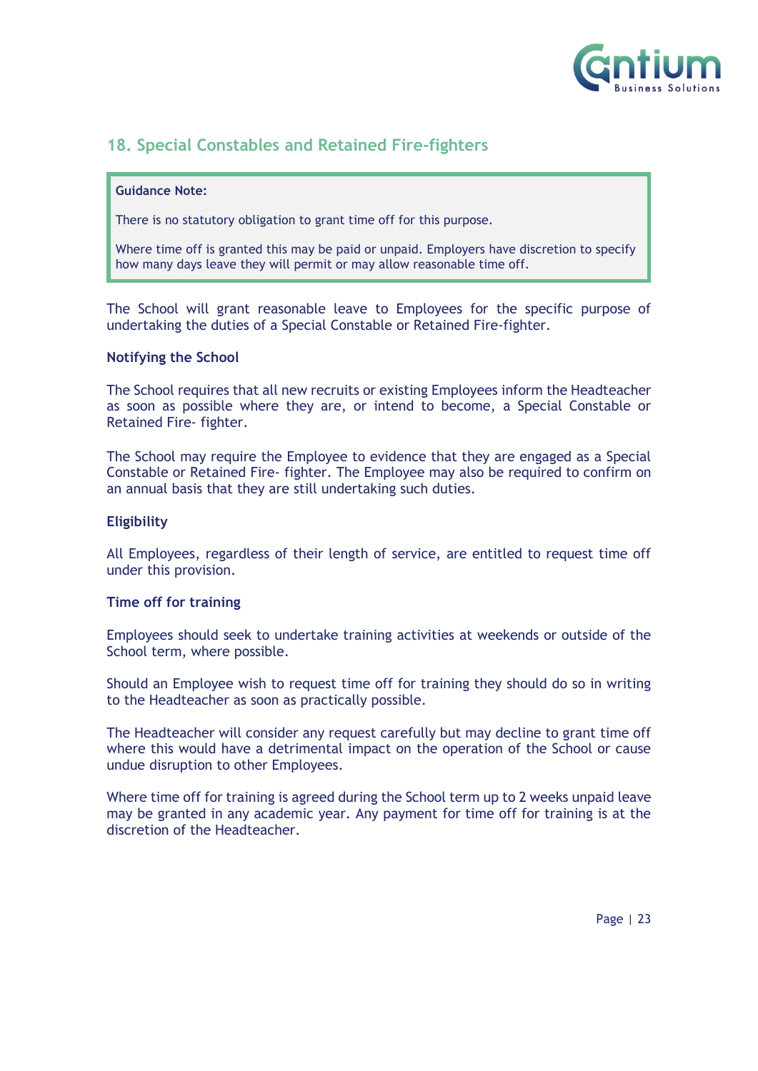## 18. Special Constables and Retained Fire-fighters

> **Guidance Note:**
>
> There is no statutory obligation to grant time off for this purpose.
>
> Where time off is granted this may be paid or unpaid. Employers have discretion to specify how many days leave they will permit or may allow reasonable time off.

The School will grant reasonable leave to Employees for the specific purpose of undertaking the duties of a Special Constable or Retained Fire-fighter.

**Notifying the School**

The School requires that all new recruits or existing Employees inform the Headteacher as soon as possible where they are, or intend to become, a Special Constable or Retained Fire- fighter.

The School may require the Employee to evidence that they are engaged as a Special Constable or Retained Fire- fighter. The Employee may also be required to confirm on an annual basis that they are still undertaking such duties.

**Eligibility**

All Employees, regardless of their length of service, are entitled to request time off under this provision.

**Time off for training**

Employees should seek to undertake training activities at weekends or outside of the School term, where possible.

Should an Employee wish to request time off for training they should do so in writing to the Headteacher as soon as practically possible.

The Headteacher will consider any request carefully but may decline to grant time off where this would have a detrimental impact on the operation of the School or cause undue disruption to other Employees.

Where time off for training is agreed during the School term up to 2 weeks unpaid leave may be granted in any academic year. Any payment for time off for training is at the discretion of the Headteacher.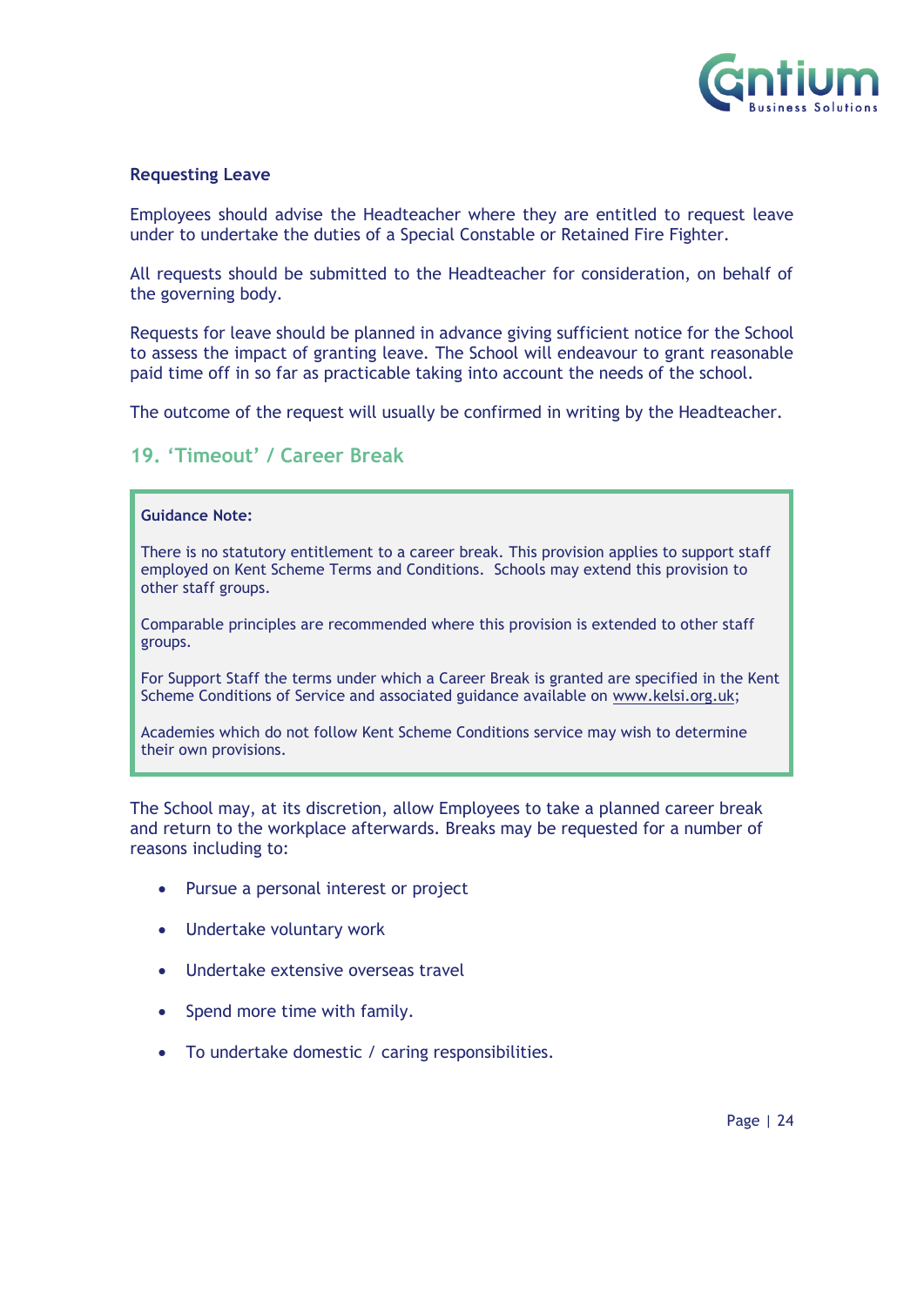**Requesting Leave**

Employees should advise the Headteacher where they are entitled to request leave under to undertake the duties of a Special Constable or Retained Fire Fighter.

All requests should be submitted to the Headteacher for consideration, on behalf of the governing body.

Requests for leave should be planned in advance giving sufficient notice for the School to assess the impact of granting leave. The School will endeavour to grant reasonable paid time off in so far as practicable taking into account the needs of the school.

The outcome of the request will usually be confirmed in writing by the Headteacher.

## 19. 'Timeout' / Career Break

> **Guidance Note:**
>
> There is no statutory entitlement to a career break. This provision applies to support staff employed on Kent Scheme Terms and Conditions. Schools may extend this provision to other staff groups.
>
> Comparable principles are recommended where this provision is extended to other staff groups.
>
> For Support Staff the terms under which a Career Break is granted are specified in the Kent Scheme Conditions of Service and associated guidance available on www.kelsi.org.uk;
>
> Academies which do not follow Kent Scheme Conditions service may wish to determine their own provisions.

The School may, at its discretion, allow Employees to take a planned career break and return to the workplace afterwards. Breaks may be requested for a number of reasons including to:

- Pursue a personal interest or project
- Undertake voluntary work
- Undertake extensive overseas travel
- Spend more time with family.
- To undertake domestic / caring responsibilities.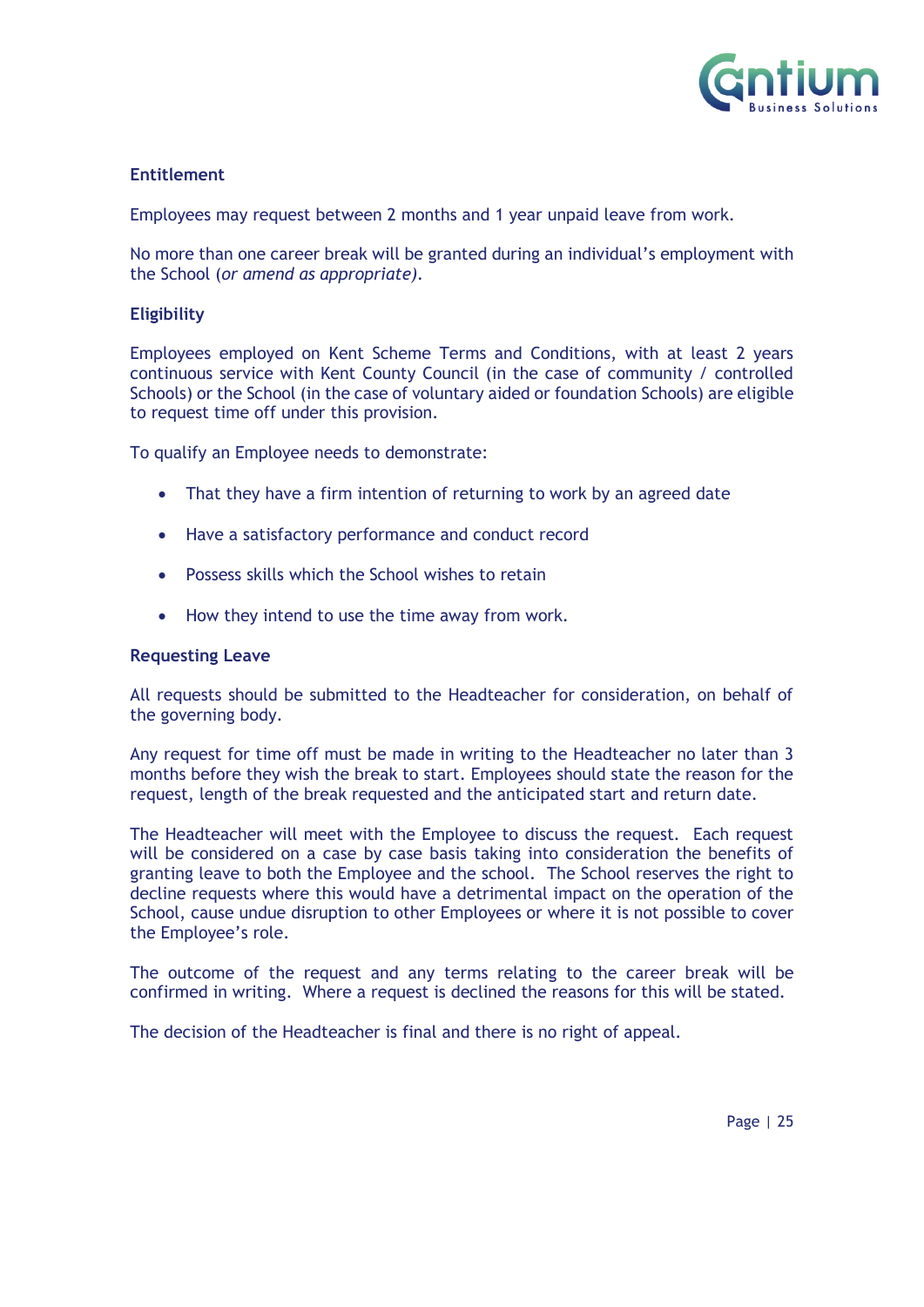**Entitlement**

Employees may request between 2 months and 1 year unpaid leave from work.

No more than one career break will be granted during an individual's employment with the School (*or amend as appropriate)*.

**Eligibility**

Employees employed on Kent Scheme Terms and Conditions, with at least 2 years continuous service with Kent County Council (in the case of community / controlled Schools) or the School (in the case of voluntary aided or foundation Schools) are eligible to request time off under this provision.

To qualify an Employee needs to demonstrate:

- That they have a firm intention of returning to work by an agreed date
- Have a satisfactory performance and conduct record
- Possess skills which the School wishes to retain
- How they intend to use the time away from work.

**Requesting Leave**

All requests should be submitted to the Headteacher for consideration, on behalf of the governing body.

Any request for time off must be made in writing to the Headteacher no later than 3 months before they wish the break to start. Employees should state the reason for the request, length of the break requested and the anticipated start and return date.

The Headteacher will meet with the Employee to discuss the request. Each request will be considered on a case by case basis taking into consideration the benefits of granting leave to both the Employee and the school. The School reserves the right to decline requests where this would have a detrimental impact on the operation of the School, cause undue disruption to other Employees or where it is not possible to cover the Employee's role.

The outcome of the request and any terms relating to the career break will be confirmed in writing. Where a request is declined the reasons for this will be stated.

The decision of the Headteacher is final and there is no right of appeal.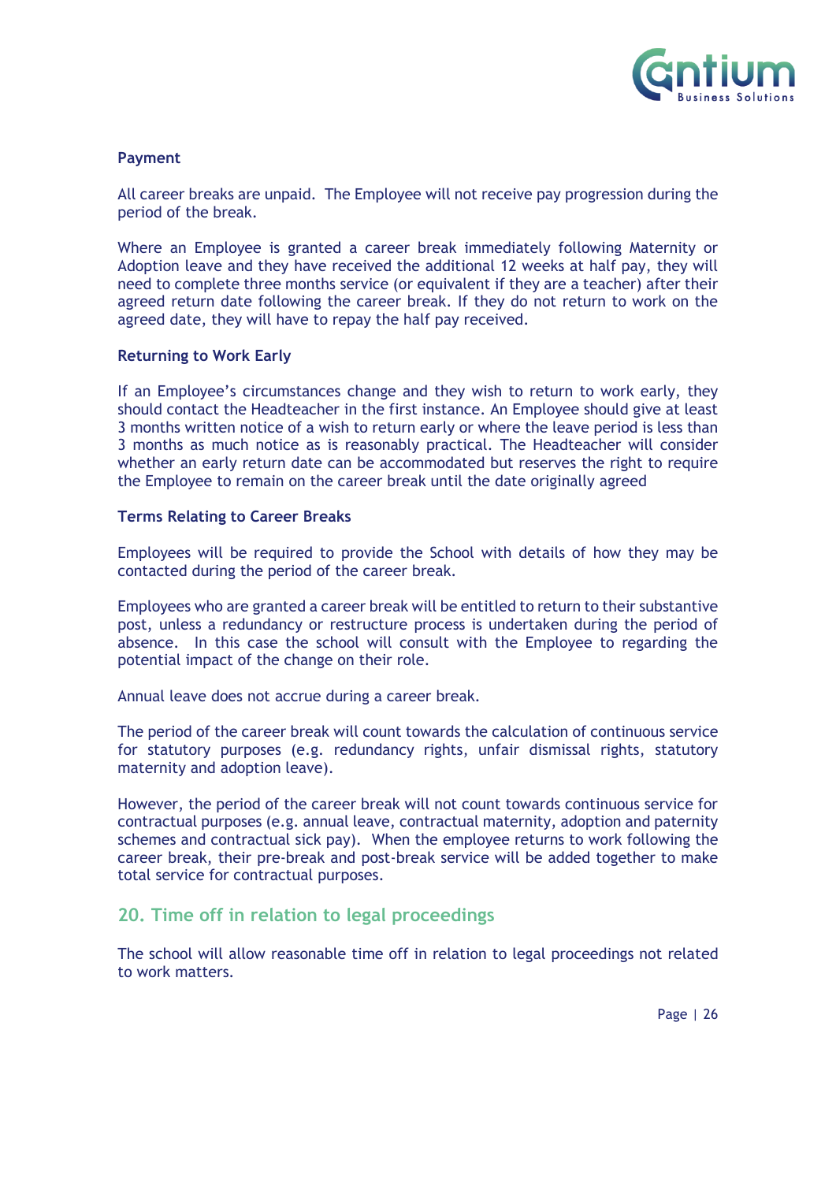**Payment**

All career breaks are unpaid. The Employee will not receive pay progression during the period of the break.

Where an Employee is granted a career break immediately following Maternity or Adoption leave and they have received the additional 12 weeks at half pay, they will need to complete three months service (or equivalent if they are a teacher) after their agreed return date following the career break. If they do not return to work on the agreed date, they will have to repay the half pay received.

**Returning to Work Early**

If an Employee's circumstances change and they wish to return to work early, they should contact the Headteacher in the first instance. An Employee should give at least 3 months written notice of a wish to return early or where the leave period is less than 3 months as much notice as is reasonably practical. The Headteacher will consider whether an early return date can be accommodated but reserves the right to require the Employee to remain on the career break until the date originally agreed

**Terms Relating to Career Breaks**

Employees will be required to provide the School with details of how they may be contacted during the period of the career break.

Employees who are granted a career break will be entitled to return to their substantive post, unless a redundancy or restructure process is undertaken during the period of absence. In this case the school will consult with the Employee to regarding the potential impact of the change on their role.

Annual leave does not accrue during a career break.

The period of the career break will count towards the calculation of continuous service for statutory purposes (e.g. redundancy rights, unfair dismissal rights, statutory maternity and adoption leave).

However, the period of the career break will not count towards continuous service for contractual purposes (e.g. annual leave, contractual maternity, adoption and paternity schemes and contractual sick pay). When the employee returns to work following the career break, their pre-break and post-break service will be added together to make total service for contractual purposes.

## 20. Time off in relation to legal proceedings

The school will allow reasonable time off in relation to legal proceedings not related to work matters.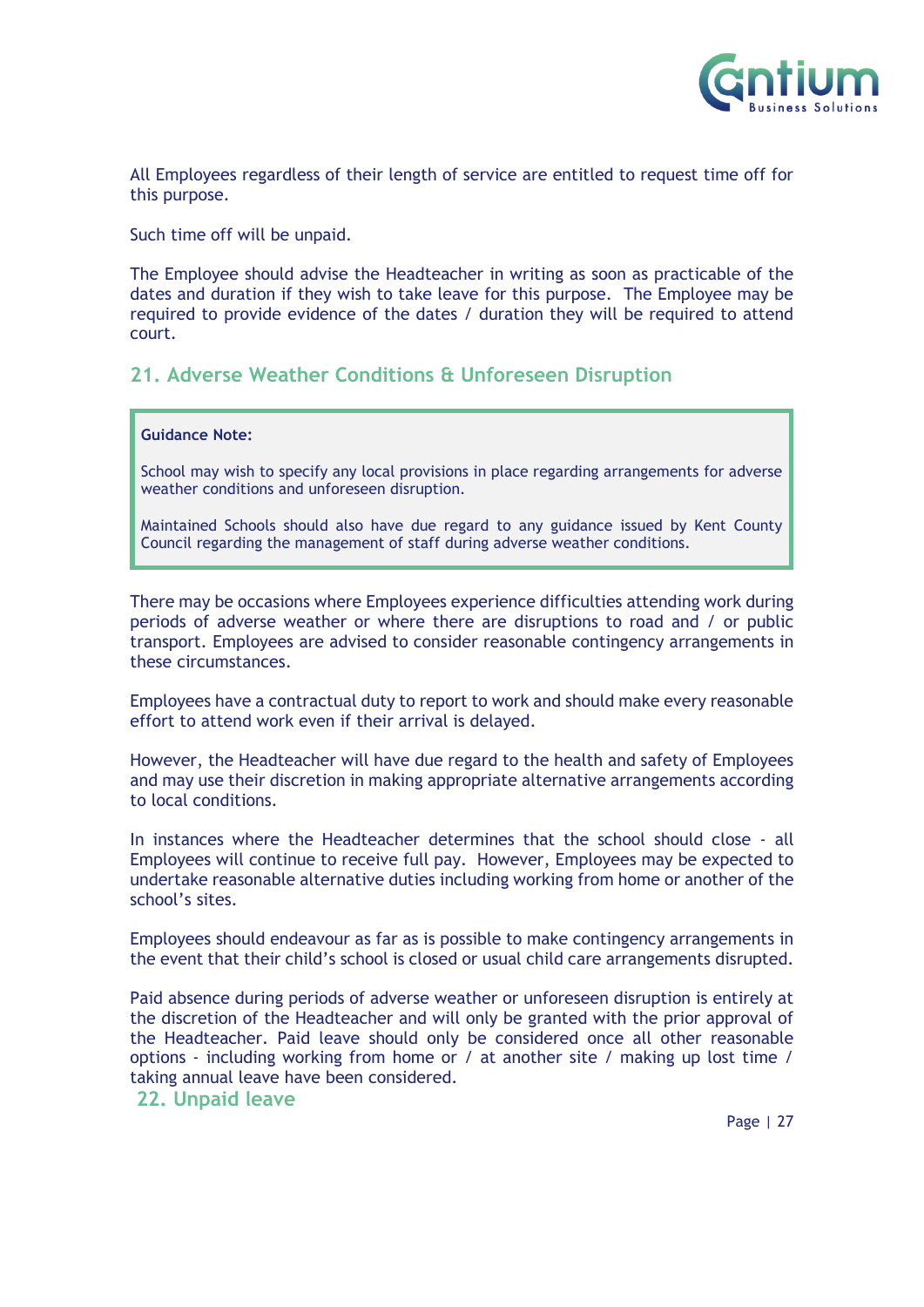All Employees regardless of their length of service are entitled to request time off for this purpose.

Such time off will be unpaid.

The Employee should advise the Headteacher in writing as soon as practicable of the dates and duration if they wish to take leave for this purpose. The Employee may be required to provide evidence of the dates / duration they will be required to attend court.

## 21. Adverse Weather Conditions & Unforeseen Disruption

> **Guidance Note:**
>
> School may wish to specify any local provisions in place regarding arrangements for adverse weather conditions and unforeseen disruption.
>
> Maintained Schools should also have due regard to any guidance issued by Kent County Council regarding the management of staff during adverse weather conditions.

There may be occasions where Employees experience difficulties attending work during periods of adverse weather or where there are disruptions to road and / or public transport. Employees are advised to consider reasonable contingency arrangements in these circumstances.

Employees have a contractual duty to report to work and should make every reasonable effort to attend work even if their arrival is delayed.

However, the Headteacher will have due regard to the health and safety of Employees and may use their discretion in making appropriate alternative arrangements according to local conditions.

In instances where the Headteacher determines that the school should close - all Employees will continue to receive full pay. However, Employees may be expected to undertake reasonable alternative duties including working from home or another of the school's sites.

Employees should endeavour as far as is possible to make contingency arrangements in the event that their child's school is closed or usual child care arrangements disrupted.

Paid absence during periods of adverse weather or unforeseen disruption is entirely at the discretion of the Headteacher and will only be granted with the prior approval of the Headteacher. Paid leave should only be considered once all other reasonable options - including working from home or / at another site / making up lost time / taking annual leave have been considered.

## 22. Unpaid leave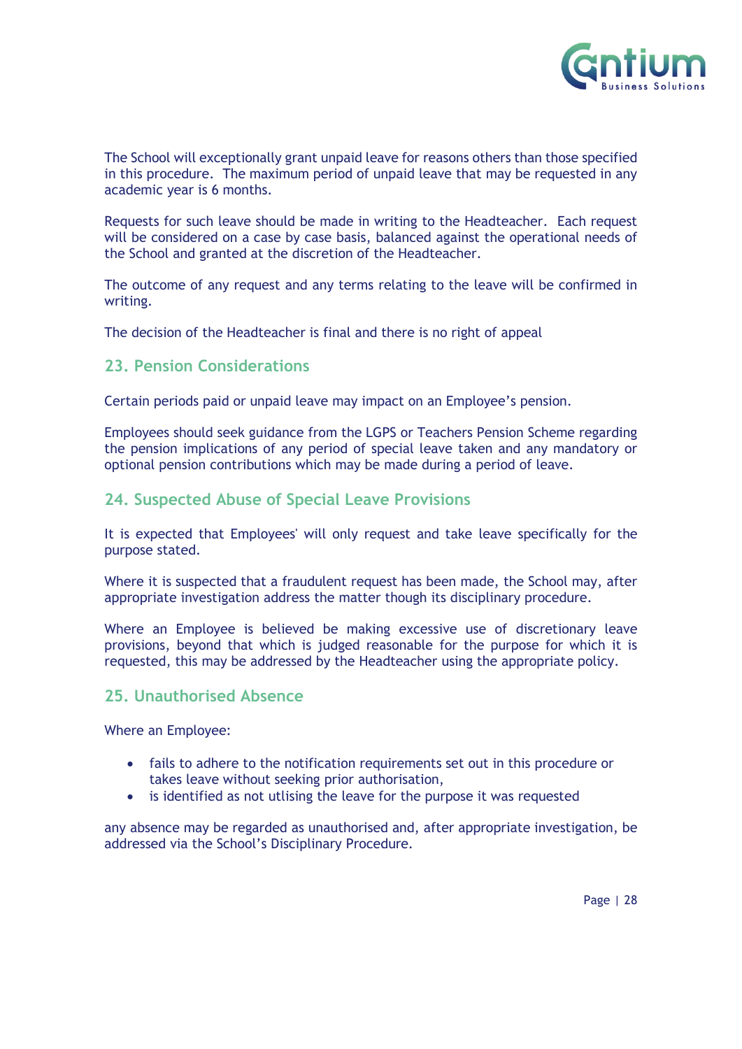The School will exceptionally grant unpaid leave for reasons others than those specified in this procedure. The maximum period of unpaid leave that may be requested in any academic year is 6 months.

Requests for such leave should be made in writing to the Headteacher. Each request will be considered on a case by case basis, balanced against the operational needs of the School and granted at the discretion of the Headteacher.

The outcome of any request and any terms relating to the leave will be confirmed in writing.

The decision of the Headteacher is final and there is no right of appeal

## 23. Pension Considerations

Certain periods paid or unpaid leave may impact on an Employee's pension.

Employees should seek guidance from the LGPS or Teachers Pension Scheme regarding the pension implications of any period of special leave taken and any mandatory or optional pension contributions which may be made during a period of leave.

## 24. Suspected Abuse of Special Leave Provisions

It is expected that Employees' will only request and take leave specifically for the purpose stated.

Where it is suspected that a fraudulent request has been made, the School may, after appropriate investigation address the matter though its disciplinary procedure.

Where an Employee is believed be making excessive use of discretionary leave provisions, beyond that which is judged reasonable for the purpose for which it is requested, this may be addressed by the Headteacher using the appropriate policy.

## 25. Unauthorised Absence

Where an Employee:

- fails to adhere to the notification requirements set out in this procedure or takes leave without seeking prior authorisation,
- is identified as not utlising the leave for the purpose it was requested

any absence may be regarded as unauthorised and, after appropriate investigation, be addressed via the School's Disciplinary Procedure.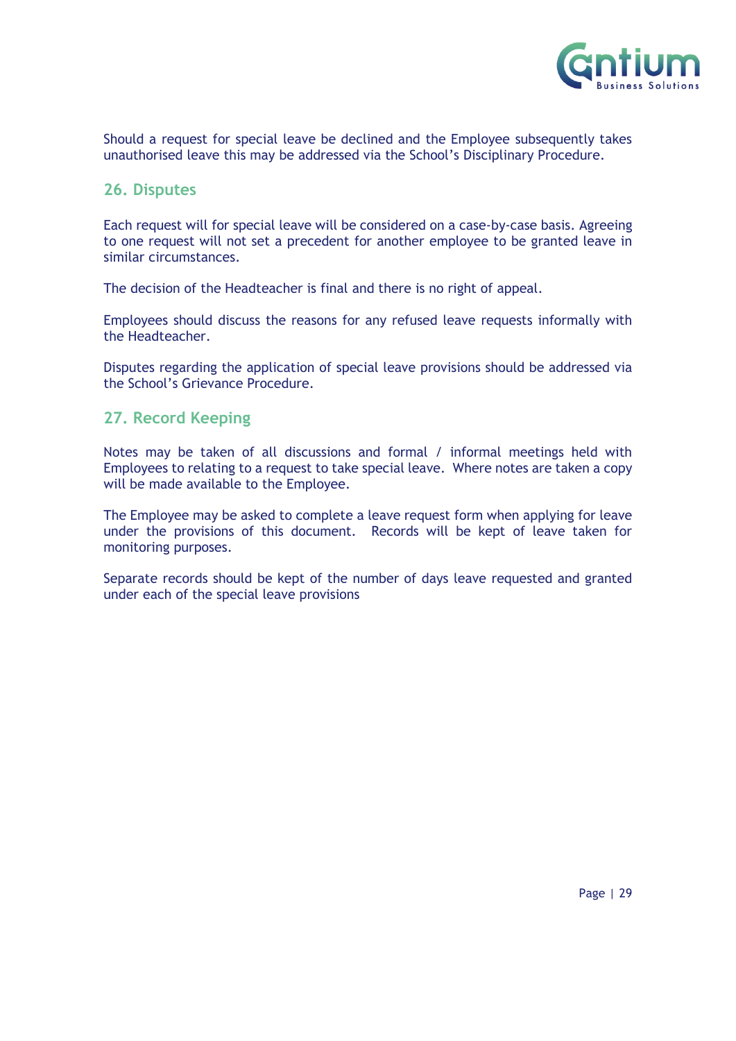Should a request for special leave be declined and the Employee subsequently takes unauthorised leave this may be addressed via the School's Disciplinary Procedure.

## 26. Disputes

Each request will for special leave will be considered on a case-by-case basis. Agreeing to one request will not set a precedent for another employee to be granted leave in similar circumstances.

The decision of the Headteacher is final and there is no right of appeal.

Employees should discuss the reasons for any refused leave requests informally with the Headteacher.

Disputes regarding the application of special leave provisions should be addressed via the School's Grievance Procedure.

## 27. Record Keeping

Notes may be taken of all discussions and formal / informal meetings held with Employees to relating to a request to take special leave. Where notes are taken a copy will be made available to the Employee.

The Employee may be asked to complete a leave request form when applying for leave under the provisions of this document. Records will be kept of leave taken for monitoring purposes.

Separate records should be kept of the number of days leave requested and granted under each of the special leave provisions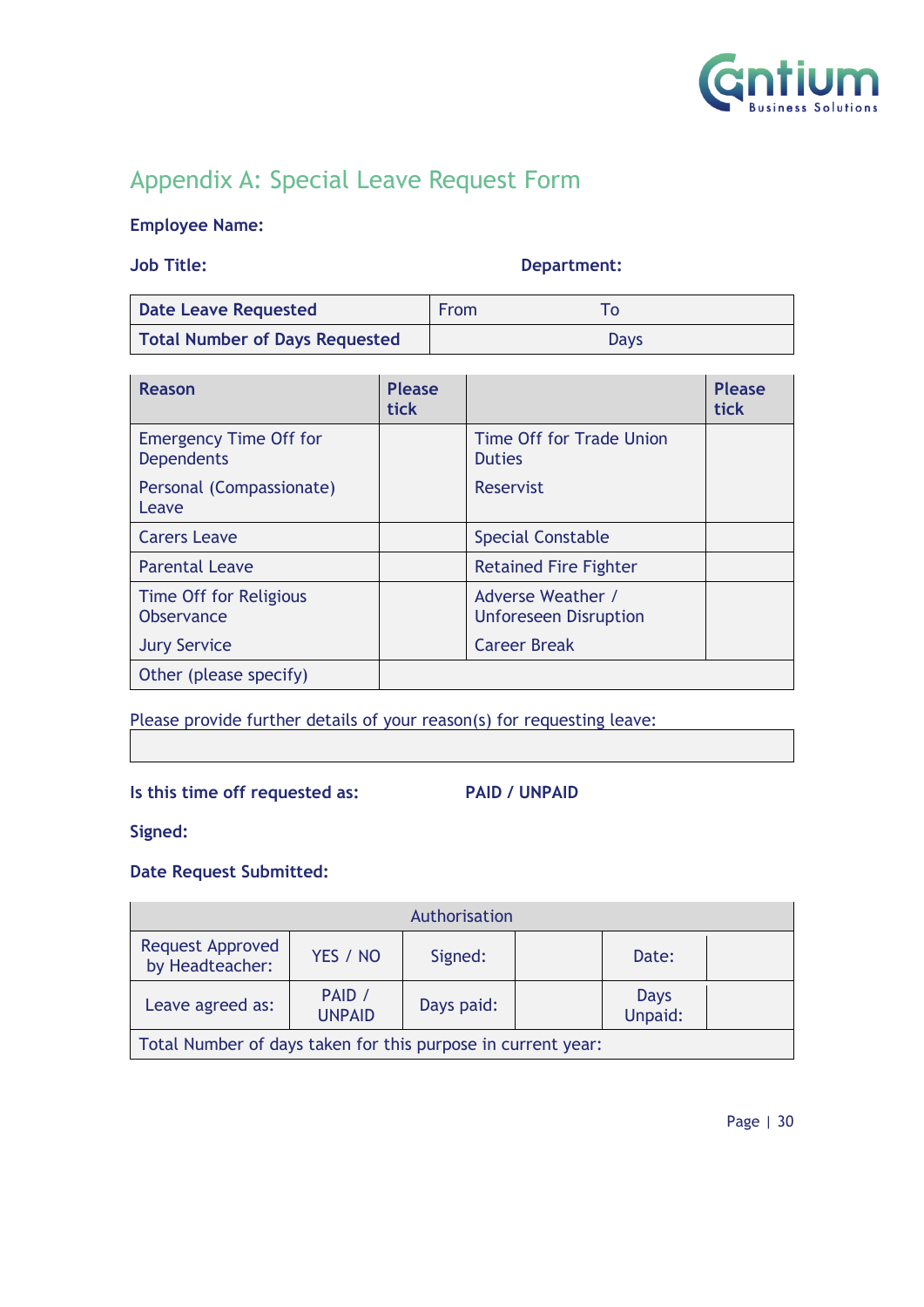## Appendix A: Special Leave Request Form

**Employee Name:**

**Job Title:** **Department:**

| **Date Leave Requested** | From To |
|---|---|
| **Total Number of Days Requested** | Days |

| **Reason** | **Please tick** | | **Please tick** |
|---|---|---|---|
| Emergency Time Off for Dependents | | Time Off for Trade Union Duties | |
| Personal (Compassionate) Leave | | Reservist | |
| Carers Leave | | Special Constable | |
| Parental Leave | | Retained Fire Fighter | |
| Time Off for Religious Observance | | Adverse Weather / Unforeseen Disruption | |
| Jury Service | | Career Break | |
| Other (please specify) | | | |

Please provide further details of your reason(s) for requesting leave:

| |
|---|

**Is this time off requested as:** **PAID / UNPAID**

**Signed:**

**Date Request Submitted:**

| Authorisation | | | | | |
|---|---|---|---|---|---|
| Request Approved by Headteacher: | YES / NO | Signed: | | Date: | |
| Leave agreed as: | PAID / UNPAID | Days paid: | | Days Unpaid: | |
| Total Number of days taken for this purpose in current year: | | | | | |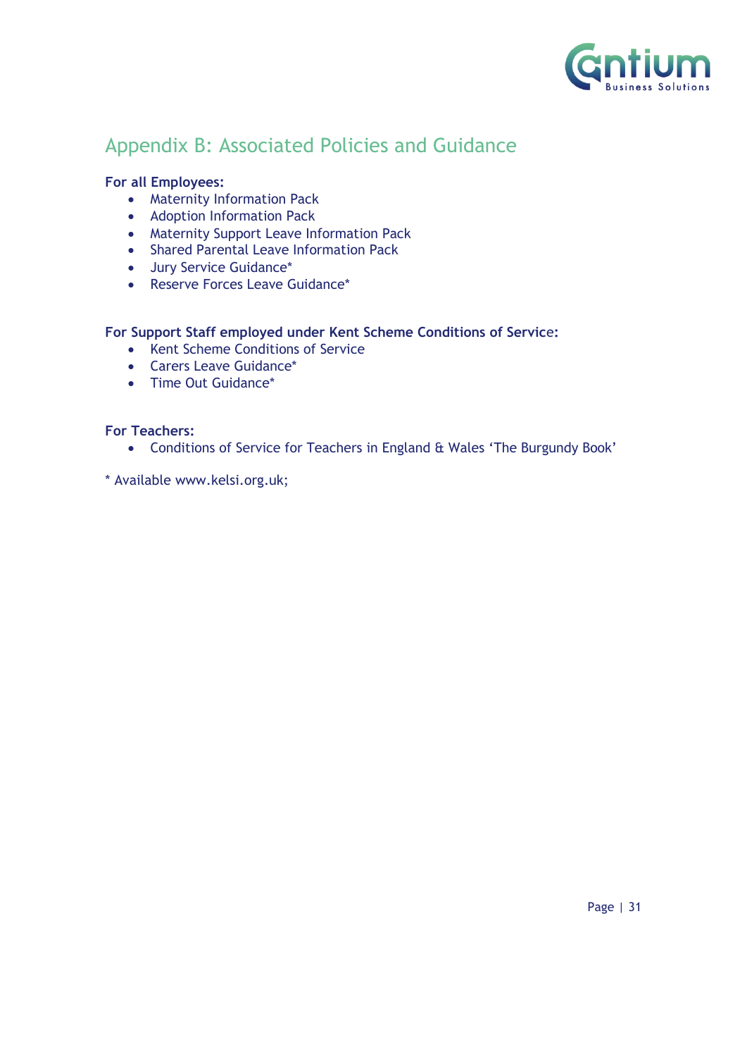## Appendix B: Associated Policies and Guidance

**For all Employees:**

- Maternity Information Pack
- Adoption Information Pack
- Maternity Support Leave Information Pack
- Shared Parental Leave Information Pack
- Jury Service Guidance*
- Reserve Forces Leave Guidance*

**For Support Staff employed under Kent Scheme Conditions of Service:**

- Kent Scheme Conditions of Service
- Carers Leave Guidance*
- Time Out Guidance*

**For Teachers:**

- Conditions of Service for Teachers in England & Wales 'The Burgundy Book'

* Available www.kelsi.org.uk;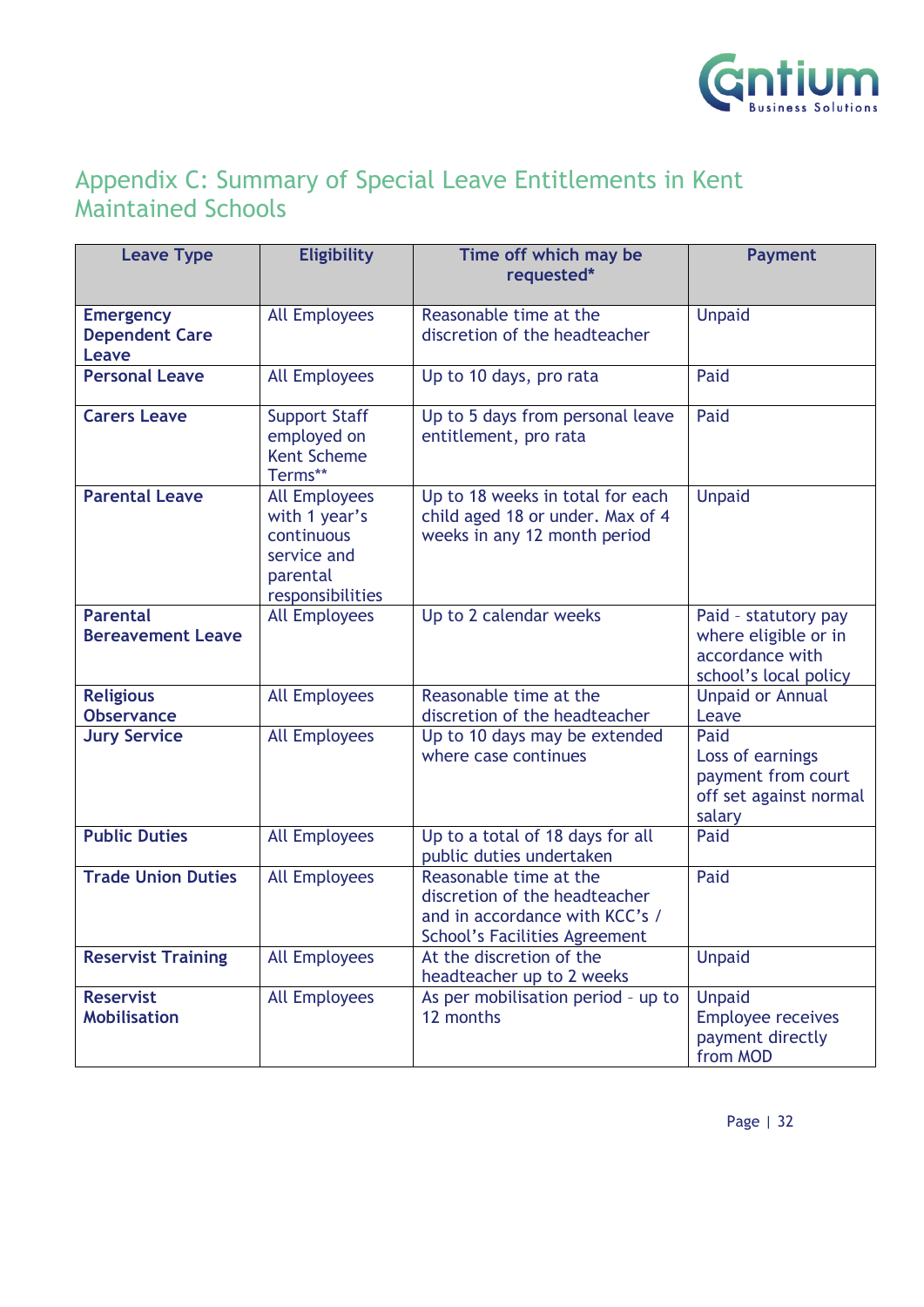# Appendix C: Summary of Special Leave Entitlements in Kent Maintained Schools

| Leave Type | Eligibility | Time off which may be requested* | Payment |
|---|---|---|---|
| **Emergency Dependent Care Leave** | All Employees | Reasonable time at the discretion of the headteacher | Unpaid |
| **Personal Leave** | All Employees | Up to 10 days, pro rata | Paid |
| **Carers Leave** | Support Staff employed on Kent Scheme Terms** | Up to 5 days from personal leave entitlement, pro rata | Paid |
| **Parental Leave** | All Employees with 1 year's continuous service and parental responsibilities | Up to 18 weeks in total for each child aged 18 or under. Max of 4 weeks in any 12 month period | Unpaid |
| **Parental Bereavement Leave** | All Employees | Up to 2 calendar weeks | Paid - statutory pay where eligible or in accordance with school's local policy |
| **Religious Observance** | All Employees | Reasonable time at the discretion of the headteacher | Unpaid or Annual Leave |
| **Jury Service** | All Employees | Up to 10 days may be extended where case continues | Paid<br>Loss of earnings payment from court off set against normal salary |
| **Public Duties** | All Employees | Up to a total of 18 days for all public duties undertaken | Paid |
| **Trade Union Duties** | All Employees | Reasonable time at the discretion of the headteacher and in accordance with KCC's / School's Facilities Agreement | Paid |
| **Reservist Training** | All Employees | At the discretion of the headteacher up to 2 weeks | Unpaid |
| **Reservist Mobilisation** | All Employees | As per mobilisation period - up to 12 months | Unpaid<br>Employee receives payment directly from MOD |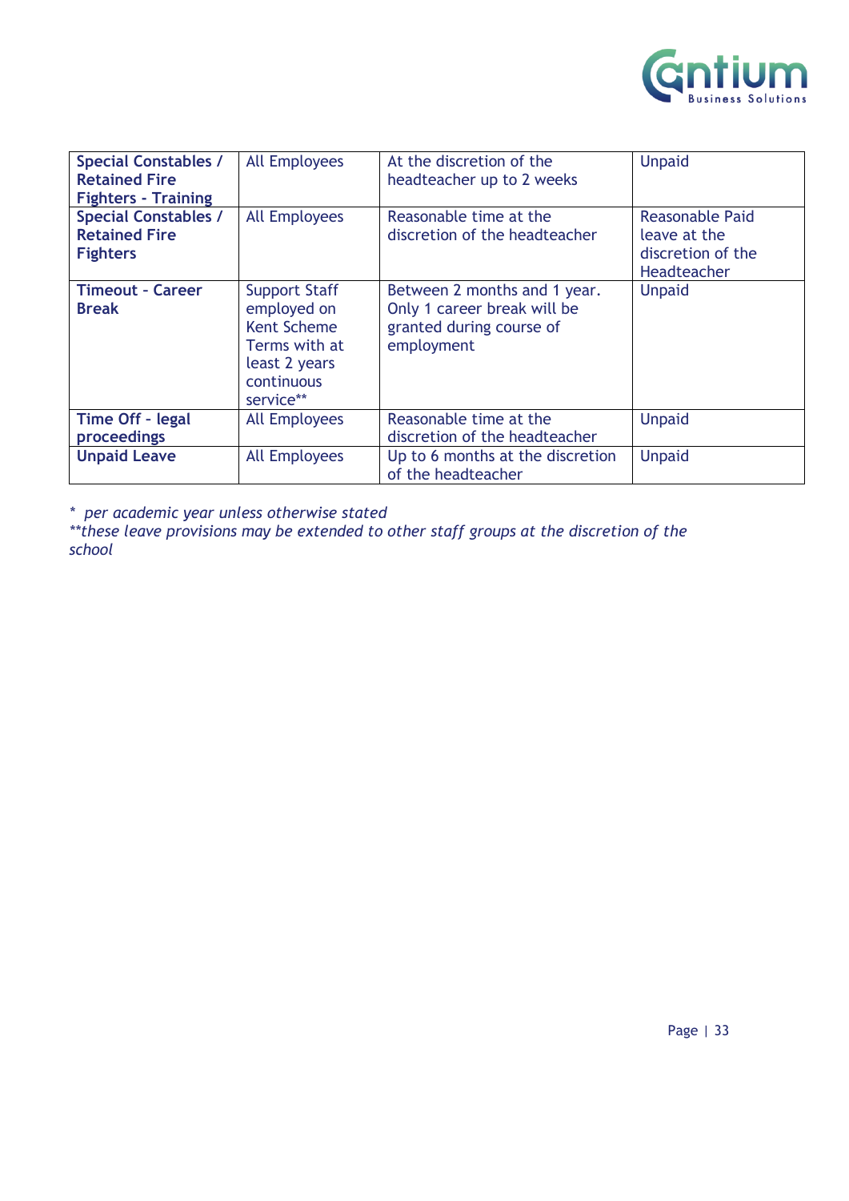| | | | |
|---|---|---|---|
| **Special Constables / Retained Fire Fighters - Training** | All Employees | At the discretion of the headteacher up to 2 weeks | Unpaid |
| **Special Constables / Retained Fire Fighters** | All Employees | Reasonable time at the discretion of the headteacher | Reasonable Paid leave at the discretion of the Headteacher |
| **Timeout - Career Break** | Support Staff employed on Kent Scheme Terms with at least 2 years continuous service** | Between 2 months and 1 year. Only 1 career break will be granted during course of employment | Unpaid |
| **Time Off - legal proceedings** | All Employees | Reasonable time at the discretion of the headteacher | Unpaid |
| **Unpaid Leave** | All Employees | Up to 6 months at the discretion of the headteacher | Unpaid |

*\* per academic year unless otherwise stated*

*\*\*these leave provisions may be extended to other staff groups at the discretion of the school*